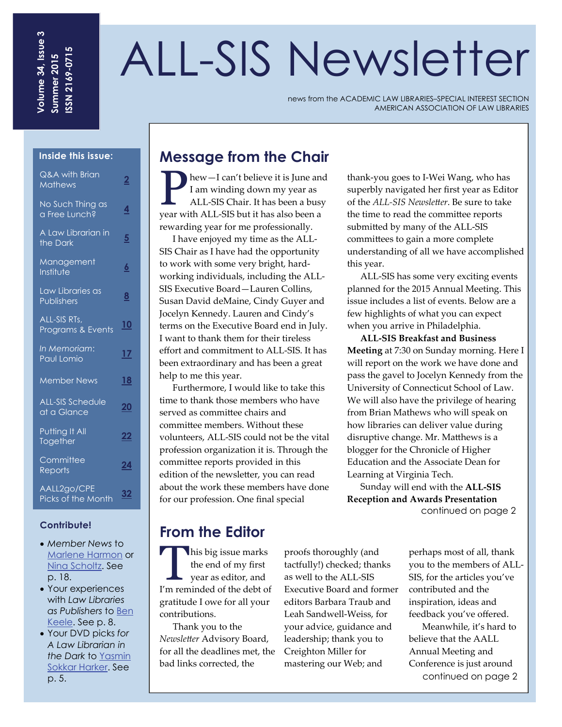Volume 34, Issue 3
Summer 2015
ISSN 2169-0715

# ALL-SIS Newsletter

news from the ACADEMIC LAW LIBRARIES–SPECIAL INTEREST SECTION
AMERICAN ASSOCIATION OF LAW LIBRARIES

**Inside this issue:**

| | |
|---|---|
| Q&A with Brian Mathews | 2 |
| No Such Thing as a Free Lunch? | 4 |
| A Law Librarian in the Dark | 5 |
| Management Institute | 6 |
| Law Libraries as Publishers | 8 |
| ALL-SIS RTs, Programs & Events | 10 |
| *In Memoriam*: Paul Lomio | 17 |
| Member News | 18 |
| ALL-SIS Schedule at a Glance | 20 |
| Putting It All Together | 22 |
| Committee Reports | 24 |
| AALL2go/CPE Picks of the Month | 32 |

**Contribute!**

- *Member News* to Marlene Harmon or Nina Scholtz. See p. 18.
- Your experiences with *Law Libraries as Publishers* to Ben Keele. See p. 8.
- Your DVD picks *for A Law Librarian in the Dark* to Yasmin Sokkar Harker. See p. 5.

## Message from the Chair

Phew—I can't believe it is June and I am winding down my year as ALL-SIS Chair. It has been a busy year with ALL-SIS but it has also been a rewarding year for me professionally.

I have enjoyed my time as the ALL-SIS Chair as I have had the opportunity to work with some very bright, hard-working individuals, including the ALL-SIS Executive Board—Lauren Collins, Susan David deMaine, Cindy Guyer and Jocelyn Kennedy. Lauren and Cindy's terms on the Executive Board end in July. I want to thank them for their tireless effort and commitment to ALL-SIS. It has been extraordinary and has been a great help to me this year.

Furthermore, I would like to take this time to thank those members who have served as committee chairs and committee members. Without these volunteers, ALL-SIS could not be the vital profession organization it is. Through the committee reports provided in this edition of the newsletter, you can read about the work these members have done for our profession. One final special thank-you goes to I-Wei Wang, who has superbly navigated her first year as Editor of the *ALL-SIS Newsletter*. Be sure to take the time to read the committee reports submitted by many of the ALL-SIS committees to gain a more complete understanding of all we have accomplished this year.

ALL-SIS has some very exciting events planned for the 2015 Annual Meeting. This issue includes a list of events. Below are a few highlights of what you can expect when you arrive in Philadelphia.

**ALL-SIS Breakfast and Business Meeting** at 7:30 on Sunday morning. Here I will report on the work we have done and pass the gavel to Jocelyn Kennedy from the University of Connecticut School of Law. We will also have the privilege of hearing from Brian Mathews who will speak on how libraries can deliver value during disruptive change. Mr. Matthews is a blogger for the Chronicle of Higher Education and the Associate Dean for Learning at Virginia Tech.

Sunday will end with the **ALL-SIS Reception and Awards Presentation**

continued on page 2

## From the Editor

This big issue marks the end of my first year as editor, and I'm reminded of the debt of gratitude I owe for all your contributions.

Thank you to the *Newsletter* Advisory Board, for all the deadlines met, the bad links corrected, the proofs thoroughly (and tactfully!) checked; thanks as well to the ALL-SIS Executive Board and former editors Barbara Traub and Leah Sandwell-Weiss, for your advice, guidance and leadership; thank you to Creighton Miller for mastering our Web; and perhaps most of all, thank you to the members of ALL-SIS, for the articles you've contributed and the inspiration, ideas and feedback you've offered.

Meanwhile, it's hard to believe that the AALL Annual Meeting and Conference is just around

continued on page 2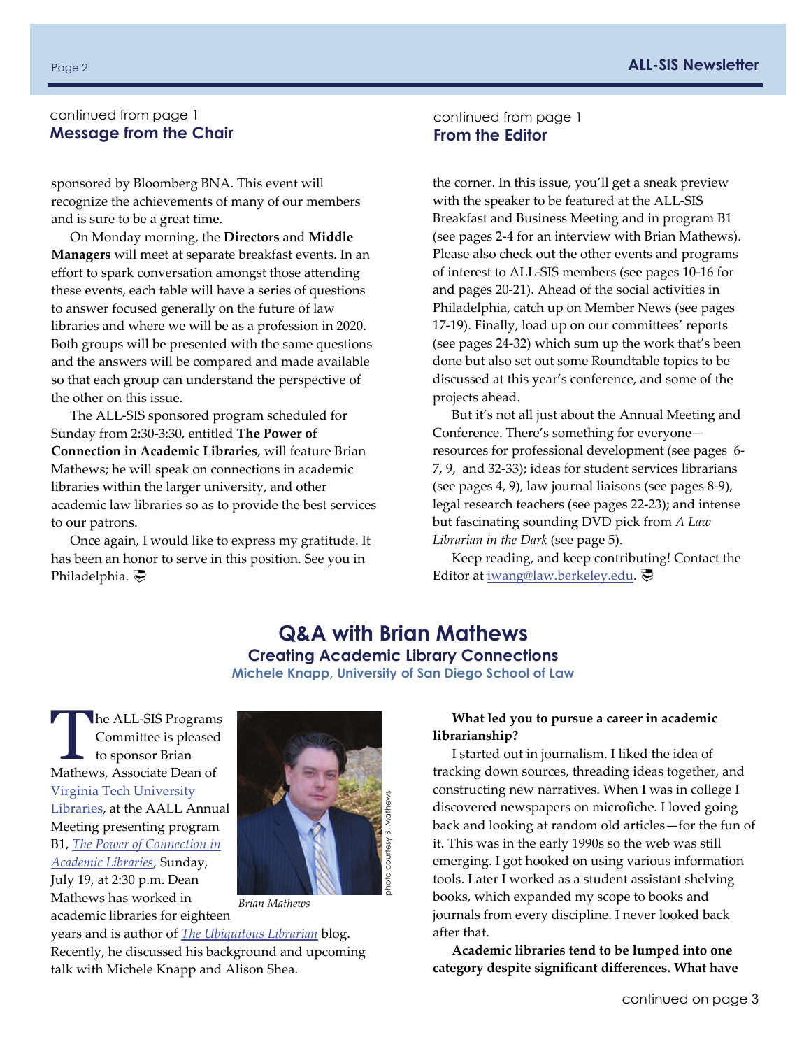continued from page 1

## Message from the Chair

sponsored by Bloomberg BNA. This event will recognize the achievements of many of our members and is sure to be a great time.

On Monday morning, the **Directors** and **Middle Managers** will meet at separate breakfast events. In an effort to spark conversation amongst those attending these events, each table will have a series of questions to answer focused generally on the future of law libraries and where we will be as a profession in 2020. Both groups will be presented with the same questions and the answers will be compared and made available so that each group can understand the perspective of the other on this issue.

The ALL-SIS sponsored program scheduled for Sunday from 2:30-3:30, entitled **The Power of Connection in Academic Libraries**, will feature Brian Mathews; he will speak on connections in academic libraries within the larger university, and other academic law libraries so as to provide the best services to our patrons.

Once again, I would like to express my gratitude. It has been an honor to serve in this position. See you in Philadelphia.

continued from page 1

## From the Editor

the corner. In this issue, you'll get a sneak preview with the speaker to be featured at the ALL-SIS Breakfast and Business Meeting and in program B1 (see pages 2-4 for an interview with Brian Mathews). Please also check out the other events and programs of interest to ALL-SIS members (see pages 10-16 for and pages 20-21). Ahead of the social activities in Philadelphia, catch up on Member News (see pages 17-19). Finally, load up on our committees' reports (see pages 24-32) which sum up the work that's been done but also set out some Roundtable topics to be discussed at this year's conference, and some of the projects ahead.

But it's not all just about the Annual Meeting and Conference. There's something for everyone—resources for professional development (see pages 6-7, 9, and 32-33); ideas for student services librarians (see pages 4, 9), law journal liaisons (see pages 8-9), legal research teachers (see pages 22-23); and intense but fascinating sounding DVD pick from *A Law Librarian in the Dark* (see page 5).

Keep reading, and keep contributing! Contact the Editor at iwang@law.berkeley.edu.

# Q&A with Brian Mathews

### Creating Academic Library Connections

**Michele Knapp, University of San Diego School of Law**

The ALL-SIS Programs Committee is pleased to sponsor Brian Mathews, Associate Dean of Virginia Tech University Libraries, at the AALL Annual Meeting presenting program B1, *The Power of Connection in Academic Libraries*, Sunday, July 19, at 2:30 p.m. Dean Mathews has worked in academic libraries for eighteen years and is author of *The Ubiquitous Librarian* blog. Recently, he discussed his background and upcoming talk with Michele Knapp and Alison Shea.

photo courtesy B. Mathews

*Brian Mathews*

**What led you to pursue a career in academic librarianship?**

I started out in journalism. I liked the idea of tracking down sources, threading ideas together, and constructing new narratives. When I was in college I discovered newspapers on microfiche. I loved going back and looking at random old articles—for the fun of it. This was in the early 1990s so the web was still emerging. I got hooked on using various information tools. Later I worked as a student assistant shelving books, which expanded my scope to books and journals from every discipline. I never looked back after that.

**Academic libraries tend to be lumped into one category despite significant differences. What have**

continued on page 3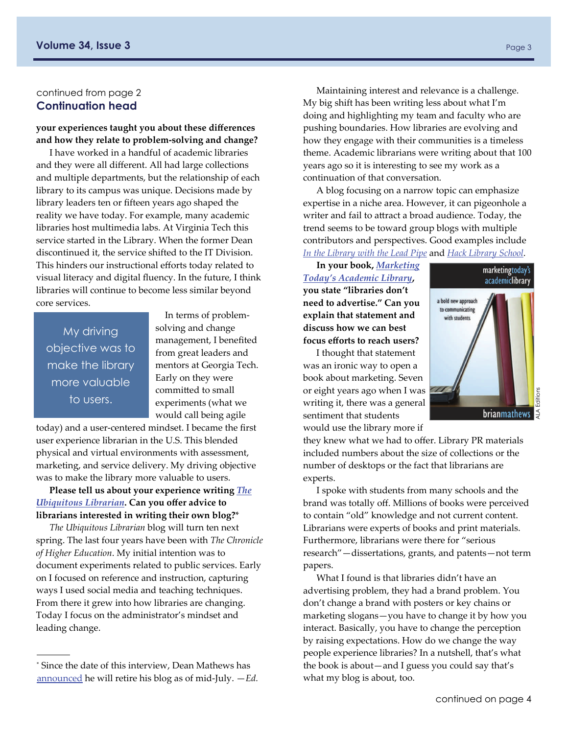continued from page 2

## Continuation head

**your experiences taught you about these differences and how they relate to problem-solving and change?**

I have worked in a handful of academic libraries and they were all different. All had large collections and multiple departments, but the relationship of each library to its campus was unique. Decisions made by library leaders ten or fifteen years ago shaped the reality we have today. For example, many academic libraries host multimedia labs. At Virginia Tech this service started in the Library. When the former Dean discontinued it, the service shifted to the IT Division. This hinders our instructional efforts today related to visual literacy and digital fluency. In the future, I think libraries will continue to become less similar beyond core services.

> My driving objective was to make the library more valuable to users.

In terms of problem-solving and change management, I benefited from great leaders and mentors at Georgia Tech. Early on they were committed to small experiments (what we would call being agile today) and a user-centered mindset. I became the first user experience librarian in the U.S. This blended physical and virtual environments with assessment, marketing, and service delivery. My driving objective was to make the library more valuable to users.

**Please tell us about your experience writing *The Ubiquitous Librarian*. Can you offer advice to librarians interested in writing their own blog?***

*The Ubiquitous Librarian* blog will turn ten next spring. The last four years have been with *The Chronicle of Higher Education*. My initial intention was to document experiments related to public services. Early on I focused on reference and instruction, capturing ways I used social media and teaching techniques. From there it grew into how libraries are changing. Today I focus on the administrator's mindset and leading change.

Maintaining interest and relevance is a challenge. My big shift has been writing less about what I'm doing and highlighting my team and faculty who are pushing boundaries. How libraries are evolving and how they engage with their communities is a timeless theme. Academic librarians were writing about that 100 years ago so it is interesting to see my work as a continuation of that conversation.

A blog focusing on a narrow topic can emphasize expertise in a niche area. However, it can pigeonhole a writer and fail to attract a broad audience. Today, the trend seems to be toward group blogs with multiple contributors and perspectives. Good examples include *In the Library with the Lead Pipe* and *Hack Library School*.

**In your book, *Marketing Today's Academic Library*, you state "libraries don't need to advertise." Can you explain that statement and discuss how we can best focus efforts to reach users?**

I thought that statement was an ironic way to open a book about marketing. Seven or eight years ago when I was writing it, there was a general sentiment that students would use the library more if they knew what we had to offer. Library PR materials included numbers about the size of collections or the number of desktops or the fact that librarians are experts.

I spoke with students from many schools and the brand was totally off. Millions of books were perceived to contain "old" knowledge and not current content. Librarians were experts of books and print materials. Furthermore, librarians were there for "serious research"—dissertations, grants, and patents—not term papers.

What I found is that libraries didn't have an advertising problem, they had a brand problem. You don't change a brand with posters or key chains or marketing slogans—you have to change it by how you interact. Basically, you have to change the perception by raising expectations. How do we change the way people experience libraries? In a nutshell, that's what the book is about—and I guess you could say that's what my blog is about, too.

marketing today's academic library: a bold new approach to communicating with students — brian mathews

ALA Editions

continued on page 4

---

* Since the date of this interview, Dean Mathews has announced he will retire his blog as of mid-July. —*Ed.*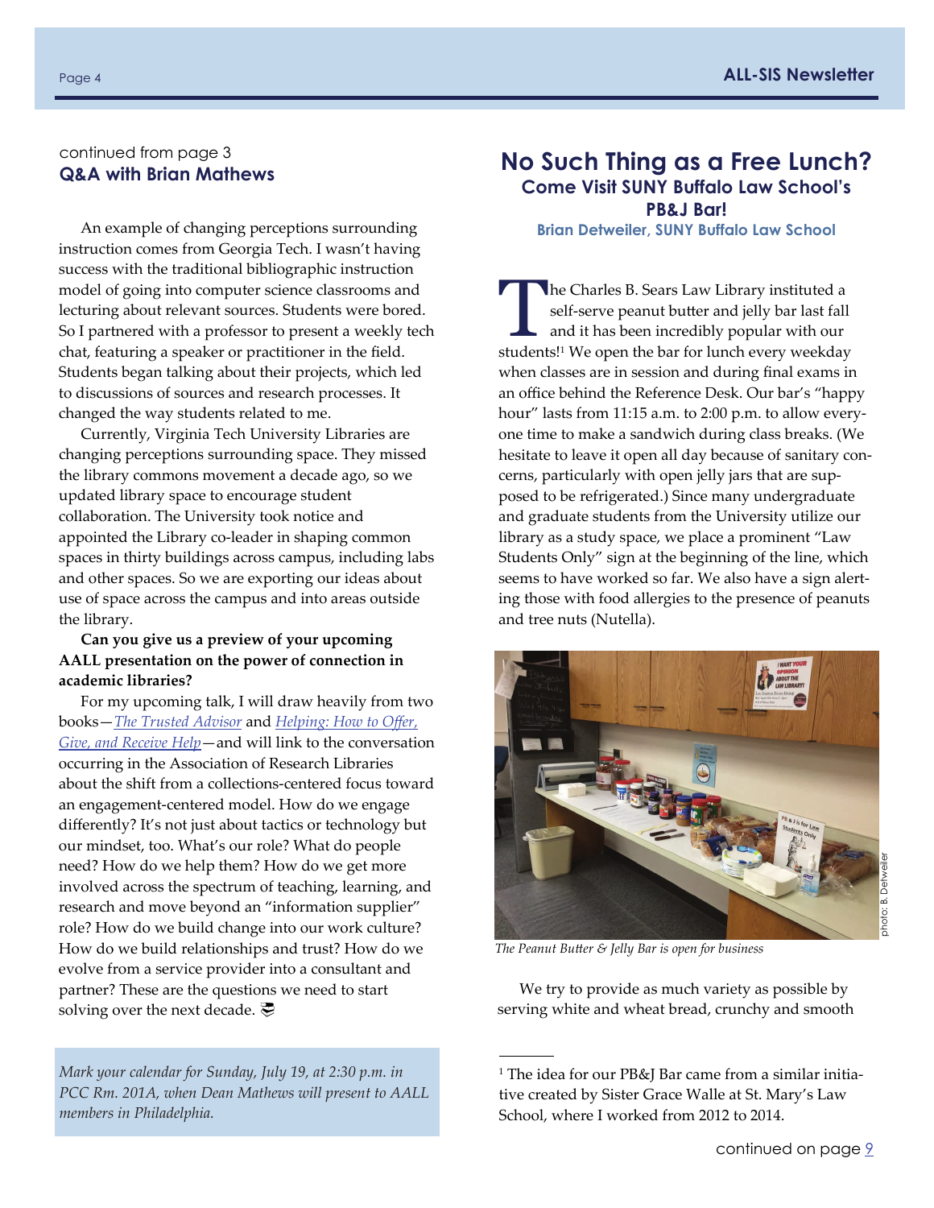continued from page 3

## Q&A with Brian Mathews

An example of changing perceptions surrounding instruction comes from Georgia Tech. I wasn't having success with the traditional bibliographic instruction model of going into computer science classrooms and lecturing about relevant sources. Students were bored. So I partnered with a professor to present a weekly tech chat, featuring a speaker or practitioner in the field. Students began talking about their projects, which led to discussions of sources and research processes. It changed the way students related to me.

Currently, Virginia Tech University Libraries are changing perceptions surrounding space. They missed the library commons movement a decade ago, so we updated library space to encourage student collaboration. The University took notice and appointed the Library co-leader in shaping common spaces in thirty buildings across campus, including labs and other spaces. So we are exporting our ideas about use of space across the campus and into areas outside the library.

**Can you give us a preview of your upcoming AALL presentation on the power of connection in academic libraries?**

For my upcoming talk, I will draw heavily from two books—*The Trusted Advisor* and *Helping: How to Offer, Give, and Receive Help*—and will link to the conversation occurring in the Association of Research Libraries about the shift from a collections-centered focus toward an engagement-centered model. How do we engage differently? It's not just about tactics or technology but our mindset, too. What's our role? What do people need? How do we help them? How do we get more involved across the spectrum of teaching, learning, and research and move beyond an "information supplier" role? How do we build change into our work culture? How do we build relationships and trust? How do we evolve from a service provider into a consultant and partner? These are the questions we need to start solving over the next decade.

*Mark your calendar for Sunday, July 19, at 2:30 p.m. in PCC Rm. 201A, when Dean Mathews will present to AALL members in Philadelphia.*

# No Such Thing as a Free Lunch?

## Come Visit SUNY Buffalo Law School's PB&J Bar!

**Brian Detweiler, SUNY Buffalo Law School**

The Charles B. Sears Law Library instituted a self-serve peanut butter and jelly bar last fall and it has been incredibly popular with our students![1] We open the bar for lunch every weekday when classes are in session and during final exams in an office behind the Reference Desk. Our bar's "happy hour" lasts from 11:15 a.m. to 2:00 p.m. to allow everyone time to make a sandwich during class breaks. (We hesitate to leave it open all day because of sanitary concerns, particularly with open jelly jars that are supposed to be refrigerated.) Since many undergraduate and graduate students from the University utilize our library as a study space, we place a prominent "Law Students Only" sign at the beginning of the line, which seems to have worked so far. We also have a sign alerting those with food allergies to the presence of peanuts and tree nuts (Nutella).

photo: B. Detweiler

*The Peanut Butter & Jelly Bar is open for business*

We try to provide as much variety as possible by serving white and wheat bread, crunchy and smooth

[1] The idea for our PB&J Bar came from a similar initiative created by Sister Grace Walle at St. Mary's Law School, where I worked from 2012 to 2014.

continued on page 9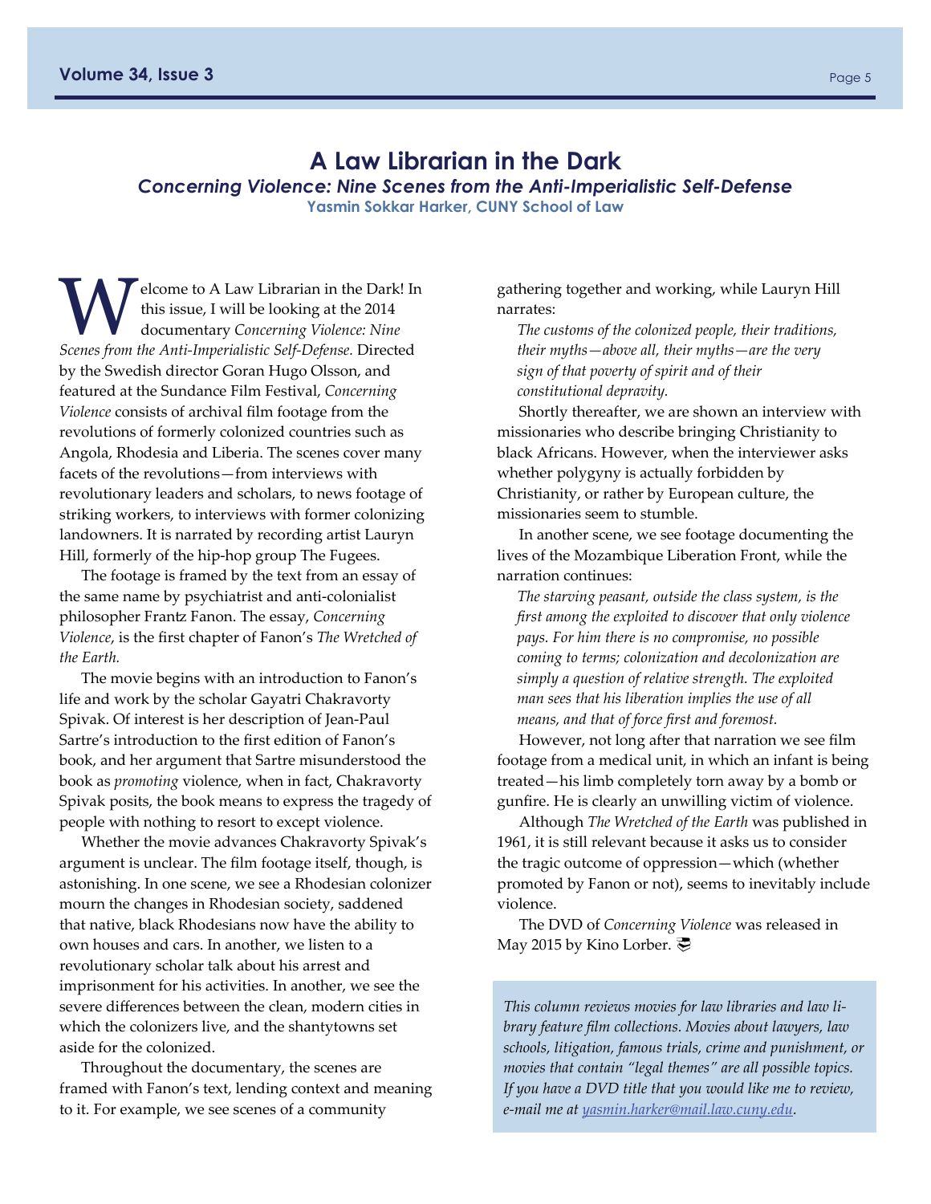# A Law Librarian in the Dark

### *Concerning Violence: Nine Scenes from the Anti-Imperialistic Self-Defense*

**Yasmin Sokkar Harker, CUNY School of Law**

Welcome to A Law Librarian in the Dark! In this issue, I will be looking at the 2014 documentary *Concerning Violence: Nine Scenes from the Anti-Imperialistic Self-Defense.* Directed by the Swedish director Goran Hugo Olsson, and featured at the Sundance Film Festival, *Concerning Violence* consists of archival film footage from the revolutions of formerly colonized countries such as Angola, Rhodesia and Liberia. The scenes cover many facets of the revolutions—from interviews with revolutionary leaders and scholars, to news footage of striking workers, to interviews with former colonizing landowners. It is narrated by recording artist Lauryn Hill, formerly of the hip-hop group The Fugees.

The footage is framed by the text from an essay of the same name by psychiatrist and anti-colonialist philosopher Frantz Fanon. The essay, *Concerning Violence*, is the first chapter of Fanon's *The Wretched of the Earth.*

The movie begins with an introduction to Fanon's life and work by the scholar Gayatri Chakravorty Spivak. Of interest is her description of Jean-Paul Sartre's introduction to the first edition of Fanon's book, and her argument that Sartre misunderstood the book as *promoting* violence, when in fact, Chakravorty Spivak posits, the book means to express the tragedy of people with nothing to resort to except violence.

Whether the movie advances Chakravorty Spivak's argument is unclear. The film footage itself, though, is astonishing. In one scene, we see a Rhodesian colonizer mourn the changes in Rhodesian society, saddened that native, black Rhodesians now have the ability to own houses and cars. In another, we listen to a revolutionary scholar talk about his arrest and imprisonment for his activities. In another, we see the severe differences between the clean, modern cities in which the colonizers live, and the shantytowns set aside for the colonized.

Throughout the documentary, the scenes are framed with Fanon's text, lending context and meaning to it. For example, we see scenes of a community gathering together and working, while Lauryn Hill narrates:

> *The customs of the colonized people, their traditions, their myths—above all, their myths—are the very sign of that poverty of spirit and of their constitutional depravity.*

Shortly thereafter, we are shown an interview with missionaries who describe bringing Christianity to black Africans. However, when the interviewer asks whether polygyny is actually forbidden by Christianity, or rather by European culture, the missionaries seem to stumble.

In another scene, we see footage documenting the lives of the Mozambique Liberation Front, while the narration continues:

> *The starving peasant, outside the class system, is the first among the exploited to discover that only violence pays. For him there is no compromise, no possible coming to terms; colonization and decolonization are simply a question of relative strength. The exploited man sees that his liberation implies the use of all means, and that of force first and foremost.*

However, not long after that narration we see film footage from a medical unit, in which an infant is being treated—his limb completely torn away by a bomb or gunfire. He is clearly an unwilling victim of violence.

Although *The Wretched of the Earth* was published in 1961, it is still relevant because it asks us to consider the tragic outcome of oppression—which (whether promoted by Fanon or not), seems to inevitably include violence.

The DVD of *Concerning Violence* was released in May 2015 by Kino Lorber.

*This column reviews movies for law libraries and law library feature film collections. Movies about lawyers, law schools, litigation, famous trials, crime and punishment, or movies that contain "legal themes" are all possible topics. If you have a DVD title that you would like me to review, e-mail me at [yasmin.harker@mail.law.cuny.edu](mailto:yasmin.harker@mail.law.cuny.edu).*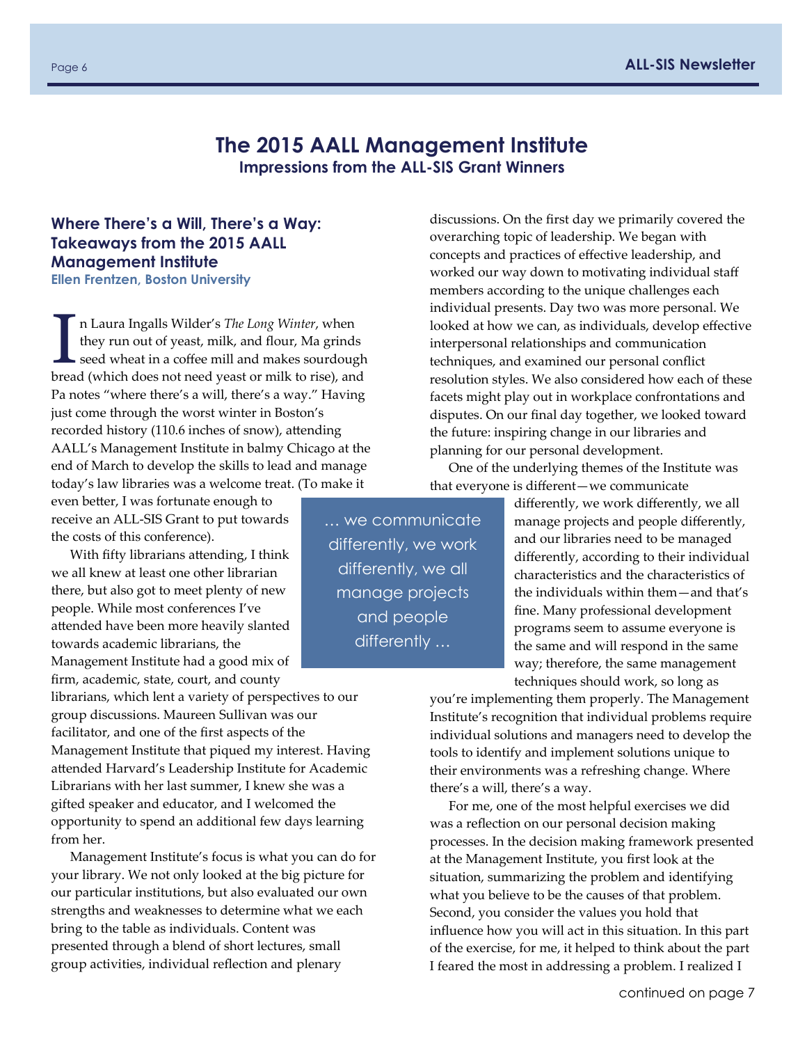# The 2015 AALL Management Institute

## Impressions from the ALL-SIS Grant Winners

### Where There's a Will, There's a Way: Takeaways from the 2015 AALL Management Institute

**Ellen Frentzen, Boston University**

In Laura Ingalls Wilder's *The Long Winter*, when they run out of yeast, milk, and flour, Ma grinds seed wheat in a coffee mill and makes sourdough bread (which does not need yeast or milk to rise), and Pa notes "where there's a will, there's a way." Having just come through the worst winter in Boston's recorded history (110.6 inches of snow), attending AALL's Management Institute in balmy Chicago at the end of March to develop the skills to lead and manage today's law libraries was a welcome treat. (To make it even better, I was fortunate enough to receive an ALL-SIS Grant to put towards the costs of this conference).

With fifty librarians attending, I think we all knew at least one other librarian there, but also got to meet plenty of new people. While most conferences I've attended have been more heavily slanted towards academic librarians, the Management Institute had a good mix of firm, academic, state, court, and county librarians, which lent a variety of perspectives to our group discussions. Maureen Sullivan was our facilitator, and one of the first aspects of the Management Institute that piqued my interest. Having attended Harvard's Leadership Institute for Academic Librarians with her last summer, I knew she was a gifted speaker and educator, and I welcomed the opportunity to spend an additional few days learning from her.

Management Institute's focus is what you can do for your library. We not only looked at the big picture for our particular institutions, but also evaluated our own strengths and weaknesses to determine what we each bring to the table as individuals. Content was presented through a blend of short lectures, small group activities, individual reflection and plenary discussions. On the first day we primarily covered the overarching topic of leadership. We began with concepts and practices of effective leadership, and worked our way down to motivating individual staff members according to the unique challenges each individual presents. Day two was more personal. We looked at how we can, as individuals, develop effective interpersonal relationships and communication techniques, and examined our personal conflict resolution styles. We also considered how each of these facets might play out in workplace confrontations and disputes. On our final day together, we looked toward the future: inspiring change in our libraries and planning for our personal development.

> … we communicate differently, we work differently, we all manage projects and people differently …

One of the underlying themes of the Institute was that everyone is different—we communicate differently, we work differently, we all manage projects and people differently, and our libraries need to be managed differently, according to their individual characteristics and the characteristics of the individuals within them—and that's fine. Many professional development programs seem to assume everyone is the same and will respond in the same way; therefore, the same management techniques should work, so long as you're implementing them properly. The Management Institute's recognition that individual problems require individual solutions and managers need to develop the tools to identify and implement solutions unique to their environments was a refreshing change. Where there's a will, there's a way.

For me, one of the most helpful exercises we did was a reflection on our personal decision making processes. In the decision making framework presented at the Management Institute, you first look at the situation, summarizing the problem and identifying what you believe to be the causes of that problem. Second, you consider the values you hold that influence how you will act in this situation. In this part of the exercise, for me, it helped to think about the part I feared the most in addressing a problem. I realized I

continued on page 7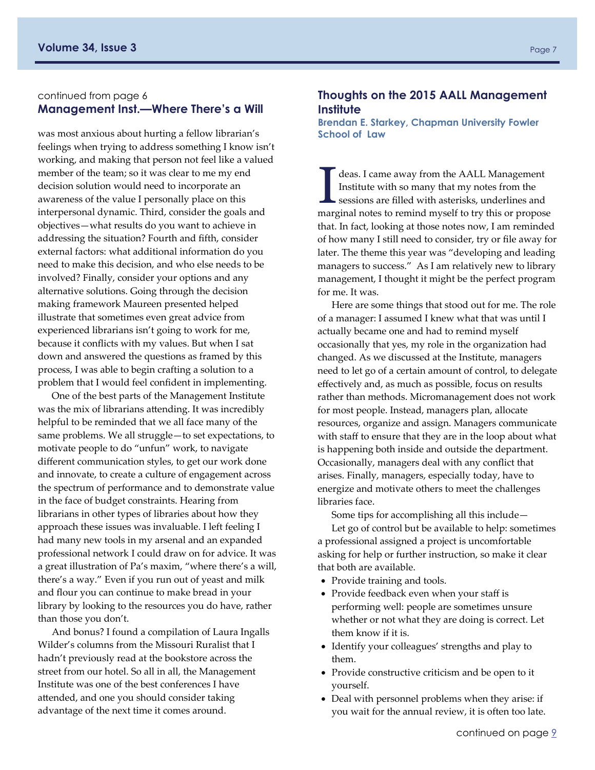continued from page 6

## Management Inst.—Where There's a Will

was most anxious about hurting a fellow librarian's feelings when trying to address something I know isn't working, and making that person not feel like a valued member of the team; so it was clear to me my end decision solution would need to incorporate an awareness of the value I personally place on this interpersonal dynamic. Third, consider the goals and objectives—what results do you want to achieve in addressing the situation? Fourth and fifth, consider external factors: what additional information do you need to make this decision, and who else needs to be involved? Finally, consider your options and any alternative solutions. Going through the decision making framework Maureen presented helped illustrate that sometimes even great advice from experienced librarians isn't going to work for me, because it conflicts with my values. But when I sat down and answered the questions as framed by this process, I was able to begin crafting a solution to a problem that I would feel confident in implementing.

One of the best parts of the Management Institute was the mix of librarians attending. It was incredibly helpful to be reminded that we all face many of the same problems. We all struggle—to set expectations, to motivate people to do "unfun" work, to navigate different communication styles, to get our work done and innovate, to create a culture of engagement across the spectrum of performance and to demonstrate value in the face of budget constraints. Hearing from librarians in other types of libraries about how they approach these issues was invaluable. I left feeling I had many new tools in my arsenal and an expanded professional network I could draw on for advice. It was a great illustration of Pa's maxim, "where there's a will, there's a way." Even if you run out of yeast and milk and flour you can continue to make bread in your library by looking to the resources you do have, rather than those you don't.

And bonus? I found a compilation of Laura Ingalls Wilder's columns from the Missouri Ruralist that I hadn't previously read at the bookstore across the street from our hotel. So all in all, the Management Institute was one of the best conferences I have attended, and one you should consider taking advantage of the next time it comes around.

## Thoughts on the 2015 AALL Management Institute

**Brendan E. Starkey, Chapman University Fowler School of Law**

Ideas. I came away from the AALL Management Institute with so many that my notes from the sessions are filled with asterisks, underlines and marginal notes to remind myself to try this or propose that. In fact, looking at those notes now, I am reminded of how many I still need to consider, try or file away for later. The theme this year was "developing and leading managers to success." As I am relatively new to library management, I thought it might be the perfect program for me. It was.

Here are some things that stood out for me. The role of a manager: I assumed I knew what that was until I actually became one and had to remind myself occasionally that yes, my role in the organization had changed. As we discussed at the Institute, managers need to let go of a certain amount of control, to delegate effectively and, as much as possible, focus on results rather than methods. Micromanagement does not work for most people. Instead, managers plan, allocate resources, organize and assign. Managers communicate with staff to ensure that they are in the loop about what is happening both inside and outside the department. Occasionally, managers deal with any conflict that arises. Finally, managers, especially today, have to energize and motivate others to meet the challenges libraries face.

Some tips for accomplishing all this include—

Let go of control but be available to help: sometimes a professional assigned a project is uncomfortable asking for help or further instruction, so make it clear that both are available.

- Provide training and tools.
- Provide feedback even when your staff is performing well: people are sometimes unsure whether or not what they are doing is correct. Let them know if it is.
- Identify your colleagues' strengths and play to them.
- Provide constructive criticism and be open to it yourself.
- Deal with personnel problems when they arise: if you wait for the annual review, it is often too late.

continued on page 9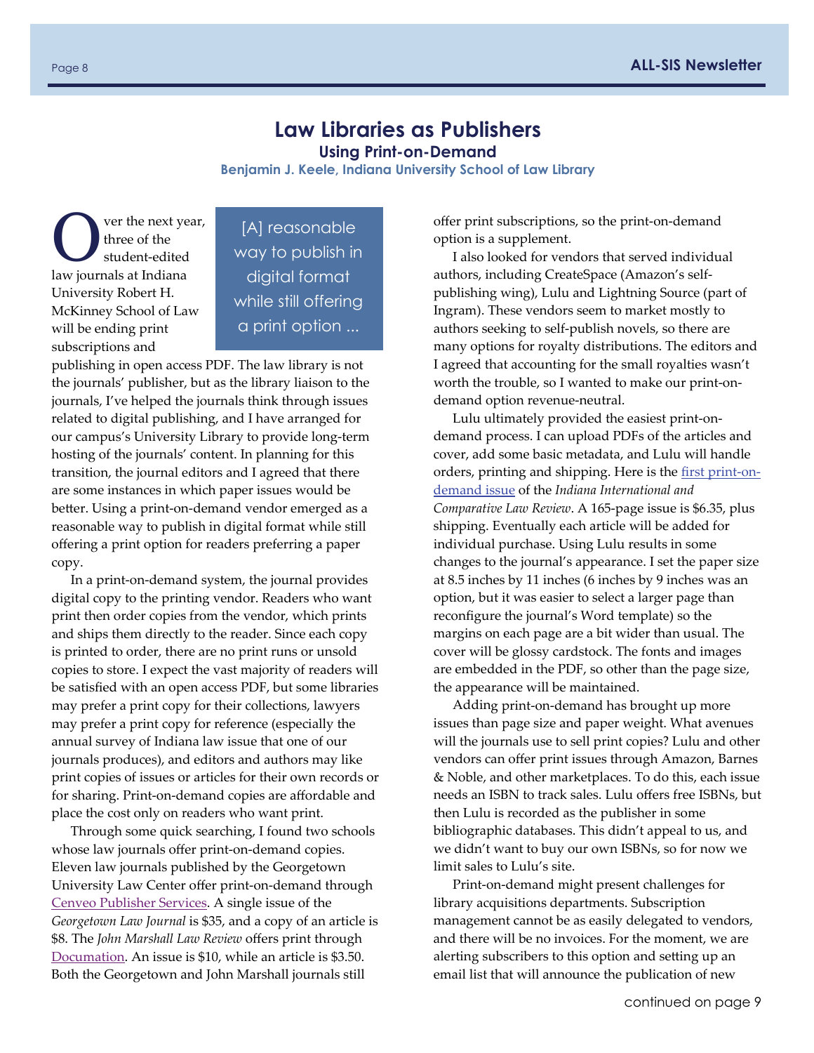# Law Libraries as Publishers

## Using Print-on-Demand

**Benjamin J. Keele, Indiana University School of Law Library**

Over the next year, three of the student-edited law journals at Indiana University Robert H. McKinney School of Law will be ending print subscriptions and publishing in open access PDF. The law library is not the journals' publisher, but as the library liaison to the journals, I've helped the journals think through issues related to digital publishing, and I have arranged for our campus's University Library to provide long-term hosting of the journals' content. In planning for this transition, the journal editors and I agreed that there are some instances in which paper issues would be better. Using a print-on-demand vendor emerged as a reasonable way to publish in digital format while still offering a print option for readers preferring a paper copy.

> [A] reasonable way to publish in digital format while still offering a print option ...

In a print-on-demand system, the journal provides digital copy to the printing vendor. Readers who want print then order copies from the vendor, which prints and ships them directly to the reader. Since each copy is printed to order, there are no print runs or unsold copies to store. I expect the vast majority of readers will be satisfied with an open access PDF, but some libraries may prefer a print copy for their collections, lawyers may prefer a print copy for reference (especially the annual survey of Indiana law issue that one of our journals produces), and editors and authors may like print copies of issues or articles for their own records or for sharing. Print-on-demand copies are affordable and place the cost only on readers who want print.

Through some quick searching, I found two schools whose law journals offer print-on-demand copies. Eleven law journals published by the Georgetown University Law Center offer print-on-demand through Cenveo Publisher Services. A single issue of the *Georgetown Law Journal* is $35, and a copy of an article is $8. The *John Marshall Law Review* offers print through Documation. An issue is $10, while an article is $3.50. Both the Georgetown and John Marshall journals still offer print subscriptions, so the print-on-demand option is a supplement.

I also looked for vendors that served individual authors, including CreateSpace (Amazon's self-publishing wing), Lulu and Lightning Source (part of Ingram). These vendors seem to market mostly to authors seeking to self-publish novels, so there are many options for royalty distributions. The editors and I agreed that accounting for the small royalties wasn't worth the trouble, so I wanted to make our print-on-demand option revenue-neutral.

Lulu ultimately provided the easiest print-on-demand process. I can upload PDFs of the articles and cover, add some basic metadata, and Lulu will handle orders, printing and shipping. Here is the first print-on-demand issue of the *Indiana International and Comparative Law Review*. A 165-page issue is $6.35, plus shipping. Eventually each article will be added for individual purchase. Using Lulu results in some changes to the journal's appearance. I set the paper size at 8.5 inches by 11 inches (6 inches by 9 inches was an option, but it was easier to select a larger page than reconfigure the journal's Word template) so the margins on each page are a bit wider than usual. The cover will be glossy cardstock. The fonts and images are embedded in the PDF, so other than the page size, the appearance will be maintained.

Adding print-on-demand has brought up more issues than page size and paper weight. What avenues will the journals use to sell print copies? Lulu and other vendors can offer print issues through Amazon, Barnes & Noble, and other marketplaces. To do this, each issue needs an ISBN to track sales. Lulu offers free ISBNs, but then Lulu is recorded as the publisher in some bibliographic databases. This didn't appeal to us, and we didn't want to buy our own ISBNs, so for now we limit sales to Lulu's site.

Print-on-demand might present challenges for library acquisitions departments. Subscription management cannot be as easily delegated to vendors, and there will be no invoices. For the moment, we are alerting subscribers to this option and setting up an email list that will announce the publication of new

continued on page 9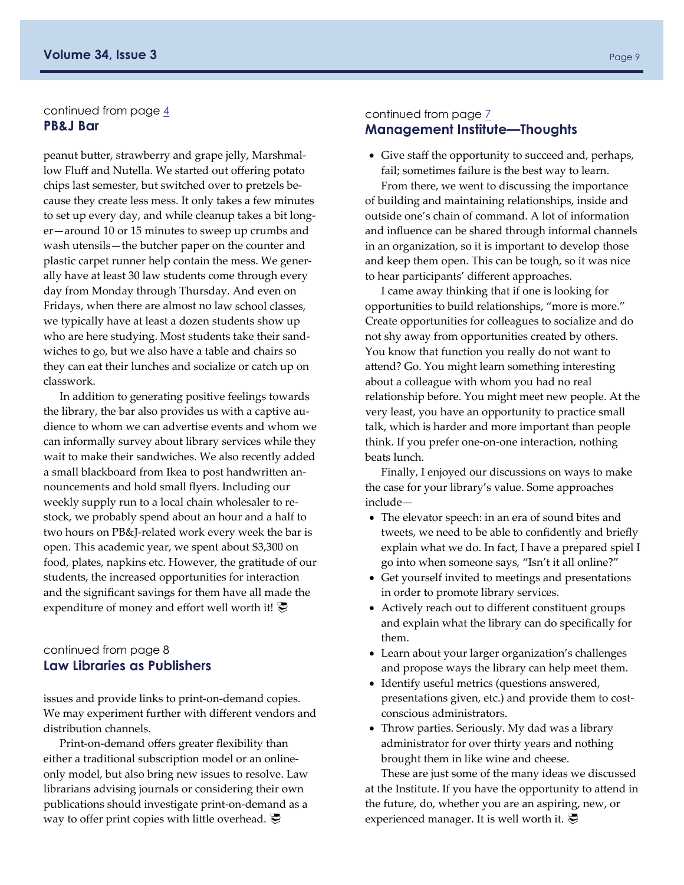continued from page 4

## PB&J Bar

peanut butter, strawberry and grape jelly, Marshmallow Fluff and Nutella. We started out offering potato chips last semester, but switched over to pretzels because they create less mess. It only takes a few minutes to set up every day, and while cleanup takes a bit longer—around 10 or 15 minutes to sweep up crumbs and wash utensils—the butcher paper on the counter and plastic carpet runner help contain the mess. We generally have at least 30 law students come through every day from Monday through Thursday. And even on Fridays, when there are almost no law school classes, we typically have at least a dozen students show up who are here studying. Most students take their sandwiches to go, but we also have a table and chairs so they can eat their lunches and socialize or catch up on classwork.

In addition to generating positive feelings towards the library, the bar also provides us with a captive audience to whom we can advertise events and whom we can informally survey about library services while they wait to make their sandwiches. We also recently added a small blackboard from Ikea to post handwritten announcements and hold small flyers. Including our weekly supply run to a local chain wholesaler to restock, we probably spend about an hour and a half to two hours on PB&J-related work every week the bar is open. This academic year, we spent about $3,300 on food, plates, napkins etc. However, the gratitude of our students, the increased opportunities for interaction and the significant savings for them have all made the expenditure of money and effort well worth it!

continued from page 8

## Law Libraries as Publishers

issues and provide links to print-on-demand copies. We may experiment further with different vendors and distribution channels.

Print-on-demand offers greater flexibility than either a traditional subscription model or an online-only model, but also bring new issues to resolve. Law librarians advising journals or considering their own publications should investigate print-on-demand as a way to offer print copies with little overhead.

continued from page 7

## Management Institute—Thoughts

- Give staff the opportunity to succeed and, perhaps, fail; sometimes failure is the best way to learn.

From there, we went to discussing the importance of building and maintaining relationships, inside and outside one's chain of command. A lot of information and influence can be shared through informal channels in an organization, so it is important to develop those and keep them open. This can be tough, so it was nice to hear participants' different approaches.

I came away thinking that if one is looking for opportunities to build relationships, "more is more." Create opportunities for colleagues to socialize and do not shy away from opportunities created by others. You know that function you really do not want to attend? Go. You might learn something interesting about a colleague with whom you had no real relationship before. You might meet new people. At the very least, you have an opportunity to practice small talk, which is harder and more important than people think. If you prefer one-on-one interaction, nothing beats lunch.

Finally, I enjoyed our discussions on ways to make the case for your library's value. Some approaches include—

- The elevator speech: in an era of sound bites and tweets, we need to be able to confidently and briefly explain what we do. In fact, I have a prepared spiel I go into when someone says, "Isn't it all online?"
- Get yourself invited to meetings and presentations in order to promote library services.
- Actively reach out to different constituent groups and explain what the library can do specifically for them.
- Learn about your larger organization's challenges and propose ways the library can help meet them.
- Identify useful metrics (questions answered, presentations given, etc.) and provide them to cost-conscious administrators.
- Throw parties. Seriously. My dad was a library administrator for over thirty years and nothing brought them in like wine and cheese.

These are just some of the many ideas we discussed at the Institute. If you have the opportunity to attend in the future, do, whether you are an aspiring, new, or experienced manager. It is well worth it.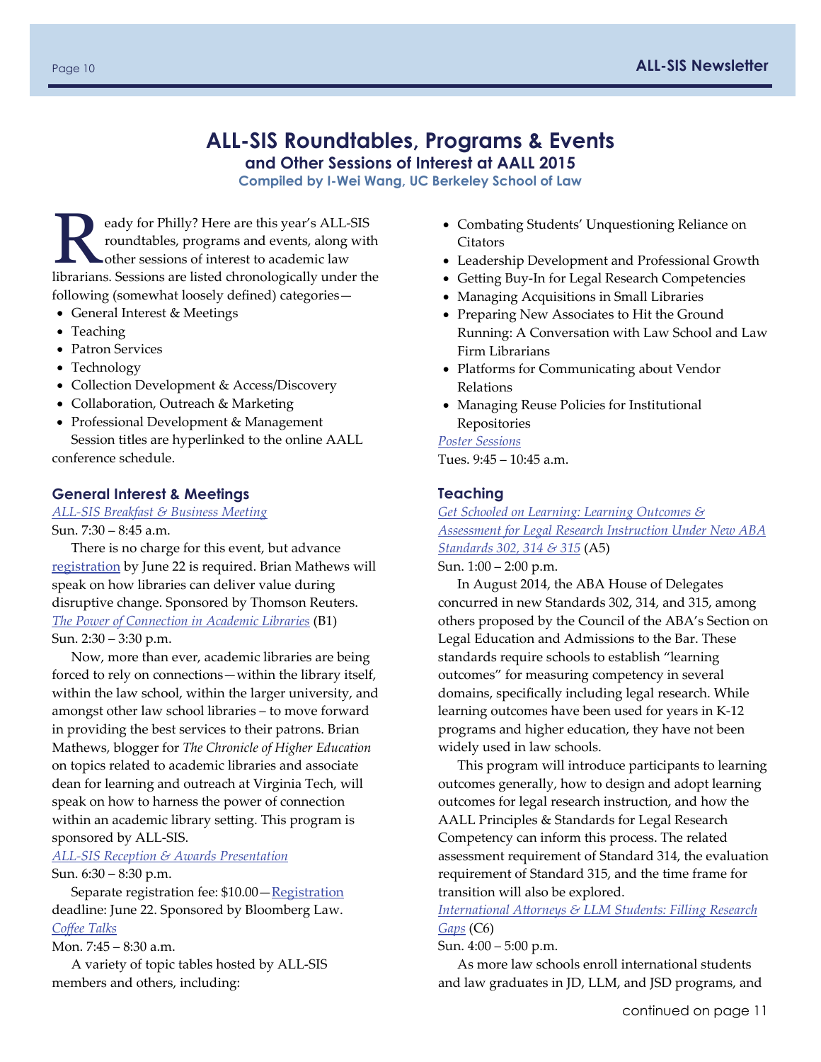# ALL-SIS Roundtables, Programs & Events

## and Other Sessions of Interest at AALL 2015

**Compiled by I-Wei Wang, UC Berkeley School of Law**

Ready for Philly? Here are this year's ALL-SIS roundtables, programs and events, along with other sessions of interest to academic law librarians. Sessions are listed chronologically under the following (somewhat loosely defined) categories—

- General Interest & Meetings
- Teaching
- Patron Services
- Technology
- Collection Development & Access/Discovery
- Collaboration, Outreach & Marketing
- Professional Development & Management

Session titles are hyperlinked to the online AALL conference schedule.

### General Interest & Meetings

*ALL-SIS Breakfast & Business Meeting*

Sun. 7:30 – 8:45 a.m.

There is no charge for this event, but advance registration by June 22 is required. Brian Mathews will speak on how libraries can deliver value during disruptive change. Sponsored by Thomson Reuters.

*The Power of Connection in Academic Libraries* (B1)

Sun. 2:30 – 3:30 p.m.

Now, more than ever, academic libraries are being forced to rely on connections—within the library itself, within the law school, within the larger university, and amongst other law school libraries – to move forward in providing the best services to their patrons. Brian Mathews, blogger for *The Chronicle of Higher Education* on topics related to academic libraries and associate dean for learning and outreach at Virginia Tech, will speak on how to harness the power of connection within an academic library setting. This program is sponsored by ALL-SIS.

*ALL-SIS Reception & Awards Presentation*

Sun. 6:30 – 8:30 p.m.

Separate registration fee: $10.00—Registration deadline: June 22. Sponsored by Bloomberg Law.

*Coffee Talks*

Mon. 7:45 – 8:30 a.m.

A variety of topic tables hosted by ALL-SIS members and others, including:

- Combating Students' Unquestioning Reliance on Citators
- Leadership Development and Professional Growth
- Getting Buy-In for Legal Research Competencies
- Managing Acquisitions in Small Libraries
- Preparing New Associates to Hit the Ground Running: A Conversation with Law School and Law Firm Librarians
- Platforms for Communicating about Vendor Relations
- Managing Reuse Policies for Institutional Repositories

*Poster Sessions*

Tues. 9:45 – 10:45 a.m.

### Teaching

*Get Schooled on Learning: Learning Outcomes & Assessment for Legal Research Instruction Under New ABA Standards 302, 314 & 315* (A5)

Sun. 1:00 – 2:00 p.m.

In August 2014, the ABA House of Delegates concurred in new Standards 302, 314, and 315, among others proposed by the Council of the ABA's Section on Legal Education and Admissions to the Bar. These standards require schools to establish "learning outcomes" for measuring competency in several domains, specifically including legal research. While learning outcomes have been used for years in K-12 programs and higher education, they have not been widely used in law schools.

This program will introduce participants to learning outcomes generally, how to design and adopt learning outcomes for legal research instruction, and how the AALL Principles & Standards for Legal Research Competency can inform this process. The related assessment requirement of Standard 314, the evaluation requirement of Standard 315, and the time frame for transition will also be explored.

*International Attorneys & LLM Students: Filling Research Gaps* (C6)

Sun. 4:00 – 5:00 p.m.

As more law schools enroll international students and law graduates in JD, LLM, and JSD programs, and

continued on page 11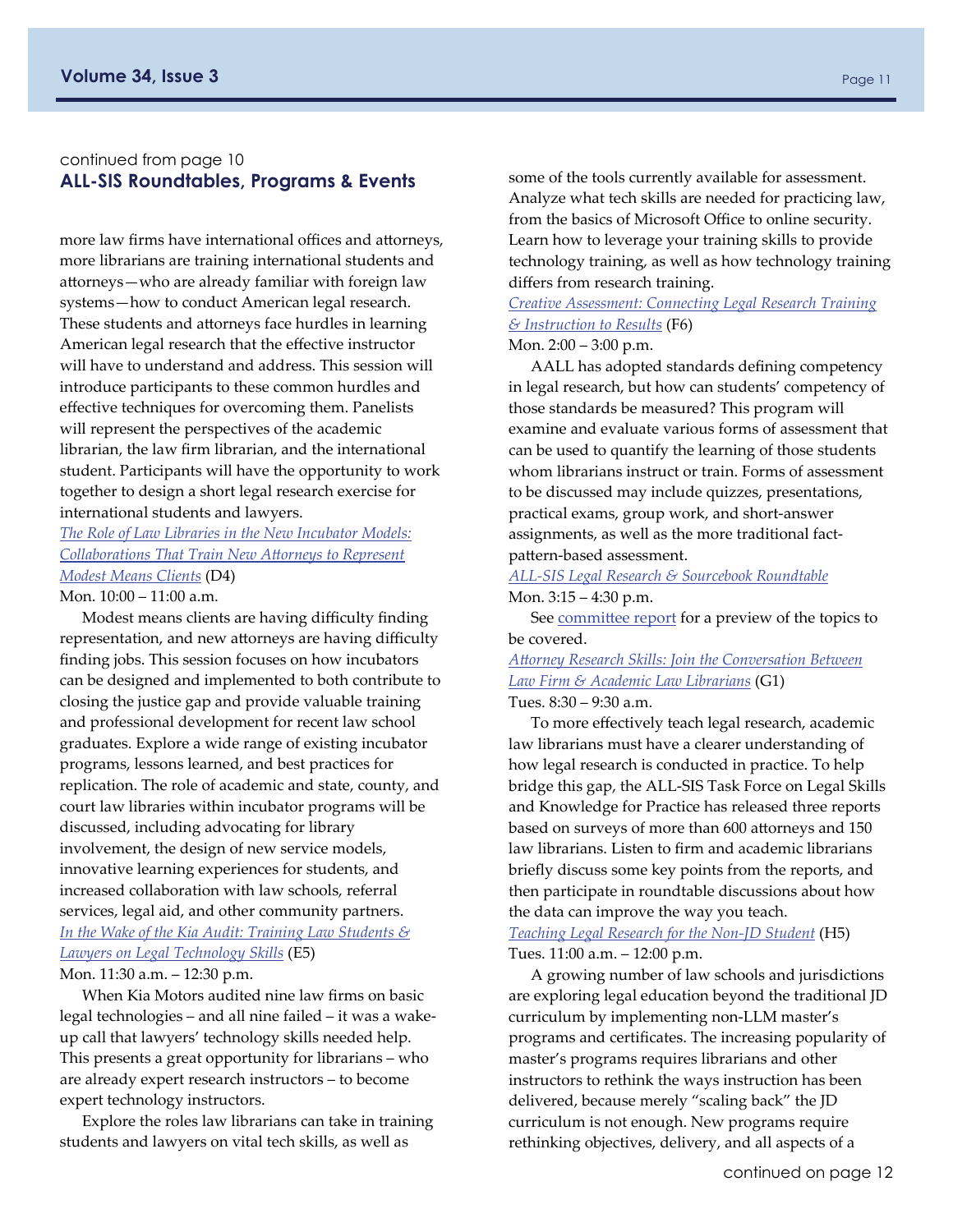continued from page 10

## ALL-SIS Roundtables, Programs & Events

more law firms have international offices and attorneys, more librarians are training international students and attorneys—who are already familiar with foreign law systems—how to conduct American legal research. These students and attorneys face hurdles in learning American legal research that the effective instructor will have to understand and address. This session will introduce participants to these common hurdles and effective techniques for overcoming them. Panelists will represent the perspectives of the academic librarian, the law firm librarian, and the international student. Participants will have the opportunity to work together to design a short legal research exercise for international students and lawyers.

*The Role of Law Libraries in the New Incubator Models: Collaborations That Train New Attorneys to Represent Modest Means Clients* (D4)
Mon. 10:00 – 11:00 a.m.

Modest means clients are having difficulty finding representation, and new attorneys are having difficulty finding jobs. This session focuses on how incubators can be designed and implemented to both contribute to closing the justice gap and provide valuable training and professional development for recent law school graduates. Explore a wide range of existing incubator programs, lessons learned, and best practices for replication. The role of academic and state, county, and court law libraries within incubator programs will be discussed, including advocating for library involvement, the design of new service models, innovative learning experiences for students, and increased collaboration with law schools, referral services, legal aid, and other community partners.

*In the Wake of the Kia Audit: Training Law Students & Lawyers on Legal Technology Skills* (E5)
Mon. 11:30 a.m. – 12:30 p.m.

When Kia Motors audited nine law firms on basic legal technologies – and all nine failed – it was a wake-up call that lawyers' technology skills needed help. This presents a great opportunity for librarians – who are already expert research instructors – to become expert technology instructors.

Explore the roles law librarians can take in training students and lawyers on vital tech skills, as well as some of the tools currently available for assessment. Analyze what tech skills are needed for practicing law, from the basics of Microsoft Office to online security. Learn how to leverage your training skills to provide technology training, as well as how technology training differs from research training.

*Creative Assessment: Connecting Legal Research Training & Instruction to Results* (F6)
Mon. 2:00 – 3:00 p.m.

AALL has adopted standards defining competency in legal research, but how can students' competency of those standards be measured? This program will examine and evaluate various forms of assessment that can be used to quantify the learning of those students whom librarians instruct or train. Forms of assessment to be discussed may include quizzes, presentations, practical exams, group work, and short-answer assignments, as well as the more traditional fact-pattern-based assessment.

*ALL-SIS Legal Research & Sourcebook Roundtable*
Mon. 3:15 – 4:30 p.m.

See committee report for a preview of the topics to be covered.

*Attorney Research Skills: Join the Conversation Between Law Firm & Academic Law Librarians* (G1)
Tues. 8:30 – 9:30 a.m.

To more effectively teach legal research, academic law librarians must have a clearer understanding of how legal research is conducted in practice. To help bridge this gap, the ALL-SIS Task Force on Legal Skills and Knowledge for Practice has released three reports based on surveys of more than 600 attorneys and 150 law librarians. Listen to firm and academic librarians briefly discuss some key points from the reports, and then participate in roundtable discussions about how the data can improve the way you teach.

*Teaching Legal Research for the Non-JD Student* (H5)
Tues. 11:00 a.m. – 12:00 p.m.

A growing number of law schools and jurisdictions are exploring legal education beyond the traditional JD curriculum by implementing non-LLM master's programs and certificates. The increasing popularity of master's programs requires librarians and other instructors to rethink the ways instruction has been delivered, because merely "scaling back" the JD curriculum is not enough. New programs require rethinking objectives, delivery, and all aspects of a

continued on page 12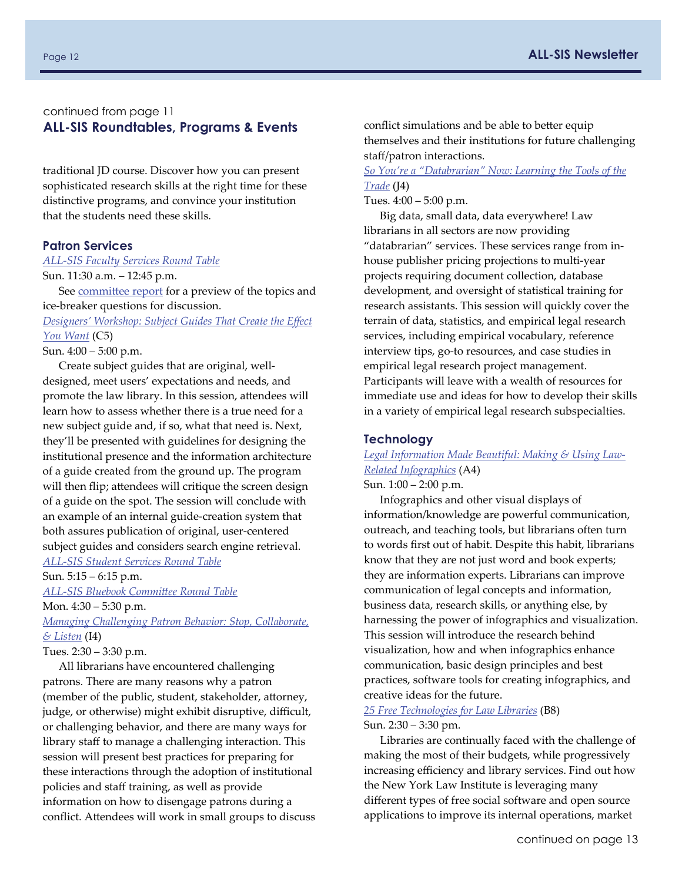continued from page 11

## ALL-SIS Roundtables, Programs & Events

traditional JD course. Discover how you can present sophisticated research skills at the right time for these distinctive programs, and convince your institution that the students need these skills.

### Patron Services

*ALL-SIS Faculty Services Round Table*

Sun. 11:30 a.m. – 12:45 p.m.

See committee report for a preview of the topics and ice-breaker questions for discussion.

*Designers' Workshop: Subject Guides That Create the Effect You Want* (C5)

Sun. 4:00 – 5:00 p.m.

Create subject guides that are original, well-designed, meet users' expectations and needs, and promote the law library. In this session, attendees will learn how to assess whether there is a true need for a new subject guide and, if so, what that need is. Next, they'll be presented with guidelines for designing the institutional presence and the information architecture of a guide created from the ground up. The program will then flip; attendees will critique the screen design of a guide on the spot. The session will conclude with an example of an internal guide-creation system that both assures publication of original, user-centered subject guides and considers search engine retrieval.

*ALL-SIS Student Services Round Table*

Sun. 5:15 – 6:15 p.m.

*ALL-SIS Bluebook Committee Round Table*

Mon. 4:30 – 5:30 p.m.

*Managing Challenging Patron Behavior: Stop, Collaborate, & Listen* (I4)

Tues. 2:30 – 3:30 p.m.

All librarians have encountered challenging patrons. There are many reasons why a patron (member of the public, student, stakeholder, attorney, judge, or otherwise) might exhibit disruptive, difficult, or challenging behavior, and there are many ways for library staff to manage a challenging interaction. This session will present best practices for preparing for these interactions through the adoption of institutional policies and staff training, as well as provide information on how to disengage patrons during a conflict. Attendees will work in small groups to discuss conflict simulations and be able to better equip themselves and their institutions for future challenging staff/patron interactions.

*So You're a "Databrarian" Now: Learning the Tools of the Trade* (J4)

Tues. 4:00 – 5:00 p.m.

Big data, small data, data everywhere! Law librarians in all sectors are now providing "databrarian" services. These services range from in-house publisher pricing projections to multi-year projects requiring document collection, database development, and oversight of statistical training for research assistants. This session will quickly cover the terrain of data, statistics, and empirical legal research services, including empirical vocabulary, reference interview tips, go-to resources, and case studies in empirical legal research project management. Participants will leave with a wealth of resources for immediate use and ideas for how to develop their skills in a variety of empirical legal research subspecialties.

### Technology

*Legal Information Made Beautiful: Making & Using Law-Related Infographics* (A4)

Sun. 1:00 – 2:00 p.m.

Infographics and other visual displays of information/knowledge are powerful communication, outreach, and teaching tools, but librarians often turn to words first out of habit. Despite this habit, librarians know that they are not just word and book experts; they are information experts. Librarians can improve communication of legal concepts and information, business data, research skills, or anything else, by harnessing the power of infographics and visualization. This session will introduce the research behind visualization, how and when infographics enhance communication, basic design principles and best practices, software tools for creating infographics, and creative ideas for the future.

*25 Free Technologies for Law Libraries* (B8)

Sun. 2:30 – 3:30 pm.

Libraries are continually faced with the challenge of making the most of their budgets, while progressively increasing efficiency and library services. Find out how the New York Law Institute is leveraging many different types of free social software and open source applications to improve its internal operations, market

continued on page 13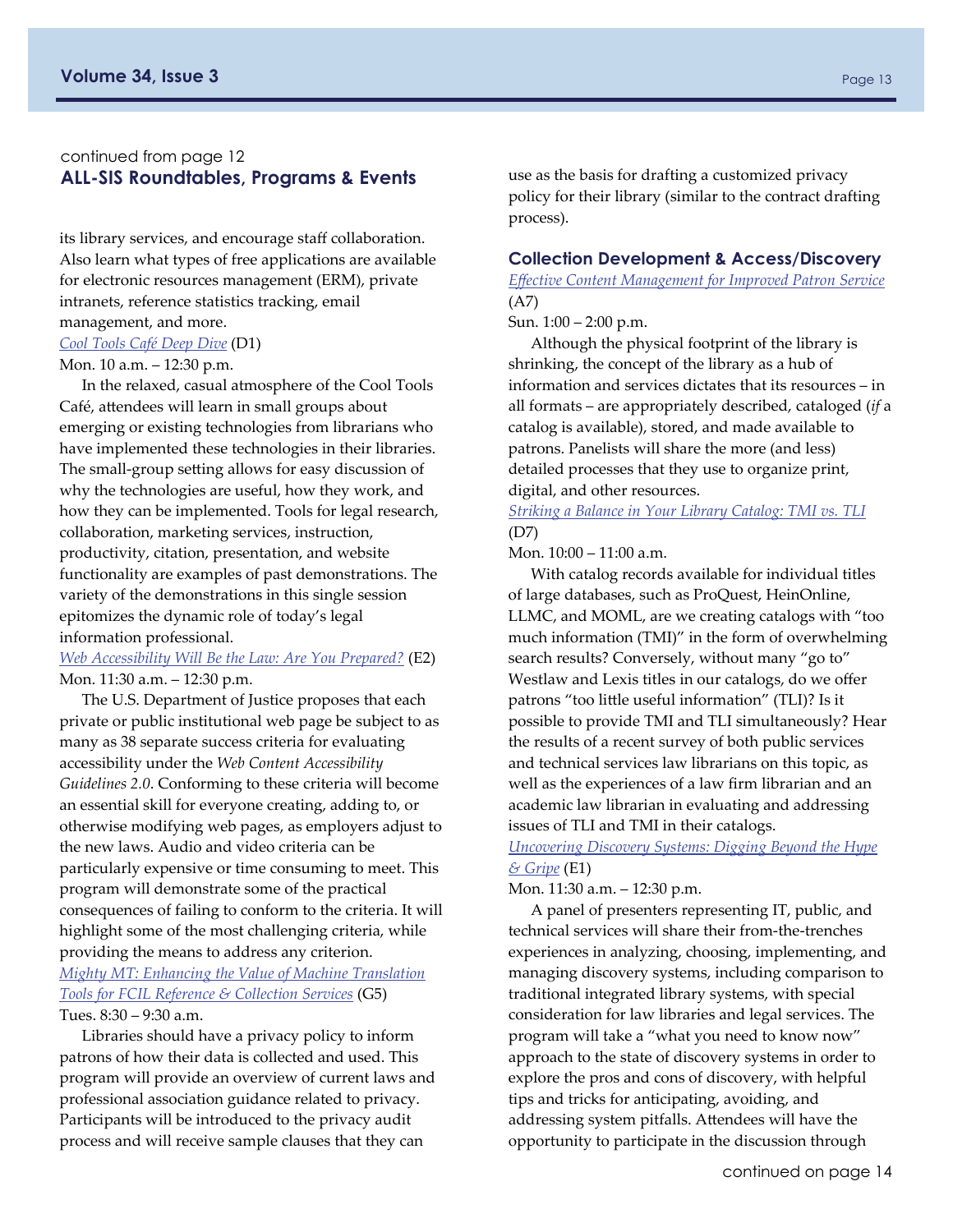continued from page 12

## ALL-SIS Roundtables, Programs & Events

its library services, and encourage staff collaboration. Also learn what types of free applications are available for electronic resources management (ERM), private intranets, reference statistics tracking, email management, and more.

*Cool Tools Café Deep Dive* (D1)
Mon. 10 a.m. – 12:30 p.m.

In the relaxed, casual atmosphere of the Cool Tools Café, attendees will learn in small groups about emerging or existing technologies from librarians who have implemented these technologies in their libraries. The small-group setting allows for easy discussion of why the technologies are useful, how they work, and how they can be implemented. Tools for legal research, collaboration, marketing services, instruction, productivity, citation, presentation, and website functionality are examples of past demonstrations. The variety of the demonstrations in this single session epitomizes the dynamic role of today's legal information professional.

*Web Accessibility Will Be the Law: Are You Prepared?* (E2)
Mon. 11:30 a.m. – 12:30 p.m.

The U.S. Department of Justice proposes that each private or public institutional web page be subject to as many as 38 separate success criteria for evaluating accessibility under the *Web Content Accessibility Guidelines 2.0*. Conforming to these criteria will become an essential skill for everyone creating, adding to, or otherwise modifying web pages, as employers adjust to the new laws. Audio and video criteria can be particularly expensive or time consuming to meet. This program will demonstrate some of the practical consequences of failing to conform to the criteria. It will highlight some of the most challenging criteria, while providing the means to address any criterion.

*Mighty MT: Enhancing the Value of Machine Translation Tools for FCIL Reference & Collection Services* (G5)
Tues. 8:30 – 9:30 a.m.

Libraries should have a privacy policy to inform patrons of how their data is collected and used. This program will provide an overview of current laws and professional association guidance related to privacy. Participants will be introduced to the privacy audit process and will receive sample clauses that they can use as the basis for drafting a customized privacy policy for their library (similar to the contract drafting process).

### Collection Development & Access/Discovery

*Effective Content Management for Improved Patron Service* (A7)
Sun. 1:00 – 2:00 p.m.

Although the physical footprint of the library is shrinking, the concept of the library as a hub of information and services dictates that its resources – in all formats – are appropriately described, cataloged (*if* a catalog is available), stored, and made available to patrons. Panelists will share the more (and less) detailed processes that they use to organize print, digital, and other resources.

*Striking a Balance in Your Library Catalog: TMI vs. TLI* (D7)
Mon. 10:00 – 11:00 a.m.

With catalog records available for individual titles of large databases, such as ProQuest, HeinOnline, LLMC, and MOML, are we creating catalogs with "too much information (TMI)" in the form of overwhelming search results? Conversely, without many "go to" Westlaw and Lexis titles in our catalogs, do we offer patrons "too little useful information" (TLI)? Is it possible to provide TMI and TLI simultaneously? Hear the results of a recent survey of both public services and technical services law librarians on this topic, as well as the experiences of a law firm librarian and an academic law librarian in evaluating and addressing issues of TLI and TMI in their catalogs.

*Uncovering Discovery Systems: Digging Beyond the Hype & Gripe* (E1)
Mon. 11:30 a.m. – 12:30 p.m.

A panel of presenters representing IT, public, and technical services will share their from-the-trenches experiences in analyzing, choosing, implementing, and managing discovery systems, including comparison to traditional integrated library systems, with special consideration for law libraries and legal services. The program will take a "what you need to know now" approach to the state of discovery systems in order to explore the pros and cons of discovery, with helpful tips and tricks for anticipating, avoiding, and addressing system pitfalls. Attendees will have the opportunity to participate in the discussion through

continued on page 14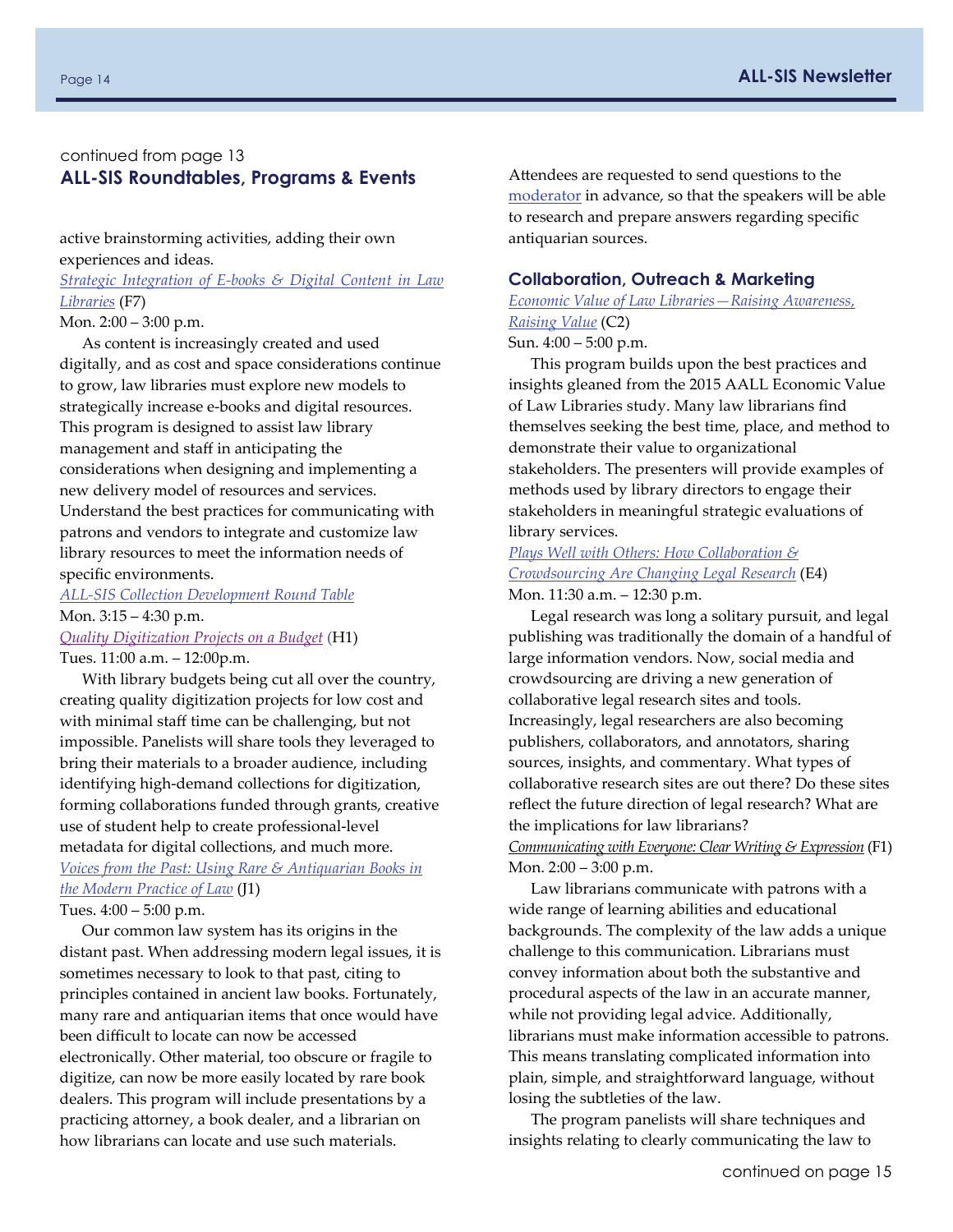continued from page 13

## ALL-SIS Roundtables, Programs & Events

active brainstorming activities, adding their own experiences and ideas.

*Strategic Integration of E-books & Digital Content in Law Libraries* (F7)
Mon. 2:00 – 3:00 p.m.

As content is increasingly created and used digitally, and as cost and space considerations continue to grow, law libraries must explore new models to strategically increase e-books and digital resources. This program is designed to assist law library management and staff in anticipating the considerations when designing and implementing a new delivery model of resources and services. Understand the best practices for communicating with patrons and vendors to integrate and customize law library resources to meet the information needs of specific environments.

*ALL-SIS Collection Development Round Table*
Mon. 3:15 – 4:30 p.m.

*Quality Digitization Projects on a Budget* (H1)
Tues. 11:00 a.m. – 12:00p.m.

With library budgets being cut all over the country, creating quality digitization projects for low cost and with minimal staff time can be challenging, but not impossible. Panelists will share tools they leveraged to bring their materials to a broader audience, including identifying high-demand collections for digitization, forming collaborations funded through grants, creative use of student help to create professional-level metadata for digital collections, and much more.

*Voices from the Past: Using Rare & Antiquarian Books in the Modern Practice of Law* (J1)
Tues. 4:00 – 5:00 p.m.

Our common law system has its origins in the distant past. When addressing modern legal issues, it is sometimes necessary to look to that past, citing to principles contained in ancient law books. Fortunately, many rare and antiquarian items that once would have been difficult to locate can now be accessed electronically. Other material, too obscure or fragile to digitize, can now be more easily located by rare book dealers. This program will include presentations by a practicing attorney, a book dealer, and a librarian on how librarians can locate and use such materials.

Attendees are requested to send questions to the moderator in advance, so that the speakers will be able to research and prepare answers regarding specific antiquarian sources.

### Collaboration, Outreach & Marketing

*Economic Value of Law Libraries—Raising Awareness, Raising Value* (C2)
Sun. 4:00 – 5:00 p.m.

This program builds upon the best practices and insights gleaned from the 2015 AALL Economic Value of Law Libraries study. Many law librarians find themselves seeking the best time, place, and method to demonstrate their value to organizational stakeholders. The presenters will provide examples of methods used by library directors to engage their stakeholders in meaningful strategic evaluations of library services.

*Plays Well with Others: How Collaboration & Crowdsourcing Are Changing Legal Research* (E4)
Mon. 11:30 a.m. – 12:30 p.m.

Legal research was long a solitary pursuit, and legal publishing was traditionally the domain of a handful of large information vendors. Now, social media and crowdsourcing are driving a new generation of collaborative legal research sites and tools. Increasingly, legal researchers are also becoming publishers, collaborators, and annotators, sharing sources, insights, and commentary. What types of collaborative research sites are out there? Do these sites reflect the future direction of legal research? What are the implications for law librarians?

*Communicating with Everyone: Clear Writing & Expression* (F1)
Mon. 2:00 – 3:00 p.m.

Law librarians communicate with patrons with a wide range of learning abilities and educational backgrounds. The complexity of the law adds a unique challenge to this communication. Librarians must convey information about both the substantive and procedural aspects of the law in an accurate manner, while not providing legal advice. Additionally, librarians must make information accessible to patrons. This means translating complicated information into plain, simple, and straightforward language, without losing the subtleties of the law.

The program panelists will share techniques and insights relating to clearly communicating the law to

continued on page 15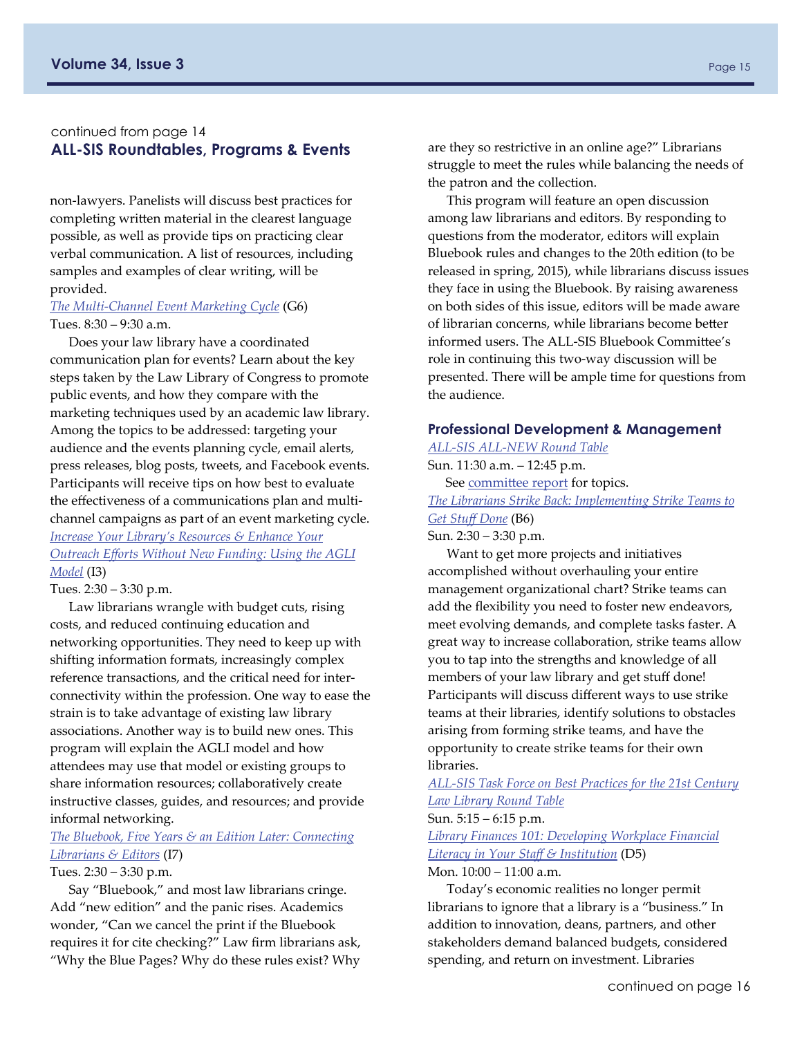continued from page 14

## ALL-SIS Roundtables, Programs & Events

non-lawyers. Panelists will discuss best practices for completing written material in the clearest language possible, as well as provide tips on practicing clear verbal communication. A list of resources, including samples and examples of clear writing, will be provided.

*The Multi-Channel Event Marketing Cycle* (G6)
Tues. 8:30 – 9:30 a.m.

Does your law library have a coordinated communication plan for events? Learn about the key steps taken by the Law Library of Congress to promote public events, and how they compare with the marketing techniques used by an academic law library. Among the topics to be addressed: targeting your audience and the events planning cycle, email alerts, press releases, blog posts, tweets, and Facebook events. Participants will receive tips on how best to evaluate the effectiveness of a communications plan and multi-channel campaigns as part of an event marketing cycle.

*Increase Your Library's Resources & Enhance Your Outreach Efforts Without New Funding: Using the AGLI Model* (I3)
Tues. 2:30 – 3:30 p.m.

Law librarians wrangle with budget cuts, rising costs, and reduced continuing education and networking opportunities. They need to keep up with shifting information formats, increasingly complex reference transactions, and the critical need for inter-connectivity within the profession. One way to ease the strain is to take advantage of existing law library associations. Another way is to build new ones. This program will explain the AGLI model and how attendees may use that model or existing groups to share information resources; collaboratively create instructive classes, guides, and resources; and provide informal networking.

*The Bluebook, Five Years & an Edition Later: Connecting Librarians & Editors* (I7)
Tues. 2:30 – 3:30 p.m.

Say "Bluebook," and most law librarians cringe. Add "new edition" and the panic rises. Academics wonder, "Can we cancel the print if the Bluebook requires it for cite checking?" Law firm librarians ask, "Why the Blue Pages? Why do these rules exist? Why are they so restrictive in an online age?" Librarians struggle to meet the rules while balancing the needs of the patron and the collection.

This program will feature an open discussion among law librarians and editors. By responding to questions from the moderator, editors will explain Bluebook rules and changes to the 20th edition (to be released in spring, 2015), while librarians discuss issues they face in using the Bluebook. By raising awareness on both sides of this issue, editors will be made aware of librarian concerns, while librarians become better informed users. The ALL-SIS Bluebook Committee's role in continuing this two-way discussion will be presented. There will be ample time for questions from the audience.

### Professional Development & Management

*ALL-SIS ALL-NEW Round Table*
Sun. 11:30 a.m. – 12:45 p.m.

See committee report for topics.

*The Librarians Strike Back: Implementing Strike Teams to Get Stuff Done* (B6)
Sun. 2:30 – 3:30 p.m.

Want to get more projects and initiatives accomplished without overhauling your entire management organizational chart? Strike teams can add the flexibility you need to foster new endeavors, meet evolving demands, and complete tasks faster. A great way to increase collaboration, strike teams allow you to tap into the strengths and knowledge of all members of your law library and get stuff done! Participants will discuss different ways to use strike teams at their libraries, identify solutions to obstacles arising from forming strike teams, and have the opportunity to create strike teams for their own libraries.

*ALL-SIS Task Force on Best Practices for the 21st Century Law Library Round Table*
Sun. 5:15 – 6:15 p.m.

*Library Finances 101: Developing Workplace Financial Literacy in Your Staff & Institution* (D5)
Mon. 10:00 – 11:00 a.m.

Today's economic realities no longer permit librarians to ignore that a library is a "business." In addition to innovation, deans, partners, and other stakeholders demand balanced budgets, considered spending, and return on investment. Libraries

continued on page 16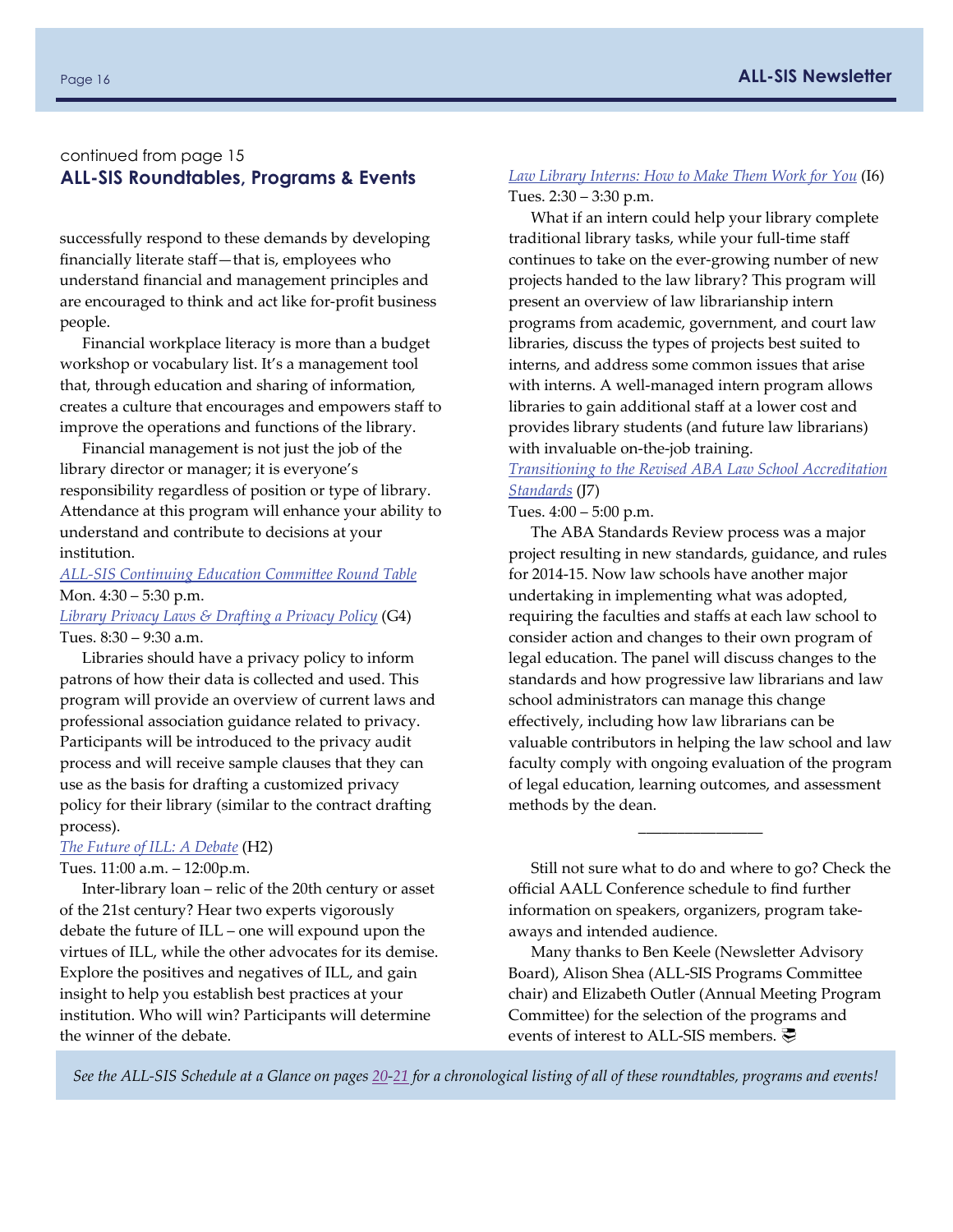continued from page 15

## ALL-SIS Roundtables, Programs & Events

successfully respond to these demands by developing financially literate staff—that is, employees who understand financial and management principles and are encouraged to think and act like for-profit business people.

Financial workplace literacy is more than a budget workshop or vocabulary list. It's a management tool that, through education and sharing of information, creates a culture that encourages and empowers staff to improve the operations and functions of the library.

Financial management is not just the job of the library director or manager; it is everyone's responsibility regardless of position or type of library. Attendance at this program will enhance your ability to understand and contribute to decisions at your institution.

*ALL-SIS Continuing Education Committee Round Table*
Mon. 4:30 – 5:30 p.m.

*Library Privacy Laws & Drafting a Privacy Policy* (G4)
Tues. 8:30 – 9:30 a.m.

Libraries should have a privacy policy to inform patrons of how their data is collected and used. This program will provide an overview of current laws and professional association guidance related to privacy. Participants will be introduced to the privacy audit process and will receive sample clauses that they can use as the basis for drafting a customized privacy policy for their library (similar to the contract drafting process).

*The Future of ILL: A Debate* (H2)
Tues. 11:00 a.m. – 12:00p.m.

Inter-library loan – relic of the 20th century or asset of the 21st century? Hear two experts vigorously debate the future of ILL – one will expound upon the virtues of ILL, while the other advocates for its demise. Explore the positives and negatives of ILL, and gain insight to help you establish best practices at your institution. Who will win? Participants will determine the winner of the debate.

*Law Library Interns: How to Make Them Work for You* (I6)
Tues. 2:30 – 3:30 p.m.

What if an intern could help your library complete traditional library tasks, while your full-time staff continues to take on the ever-growing number of new projects handed to the law library? This program will present an overview of law librarianship intern programs from academic, government, and court law libraries, discuss the types of projects best suited to interns, and address some common issues that arise with interns. A well-managed intern program allows libraries to gain additional staff at a lower cost and provides library students (and future law librarians) with invaluable on-the-job training.

*Transitioning to the Revised ABA Law School Accreditation Standards* (J7)
Tues. 4:00 – 5:00 p.m.

The ABA Standards Review process was a major project resulting in new standards, guidance, and rules for 2014-15. Now law schools have another major undertaking in implementing what was adopted, requiring the faculties and staffs at each law school to consider action and changes to their own program of legal education. The panel will discuss changes to the standards and how progressive law librarians and law school administrators can manage this change effectively, including how law librarians can be valuable contributors in helping the law school and law faculty comply with ongoing evaluation of the program of legal education, learning outcomes, and assessment methods by the dean.

---

Still not sure what to do and where to go? Check the official AALL Conference schedule to find further information on speakers, organizers, program take-aways and intended audience.

Many thanks to Ben Keele (Newsletter Advisory Board), Alison Shea (ALL-SIS Programs Committee chair) and Elizabeth Outler (Annual Meeting Program Committee) for the selection of the programs and events of interest to ALL-SIS members.

*See the ALL-SIS Schedule at a Glance on pages 20-21 for a chronological listing of all of these roundtables, programs and events!*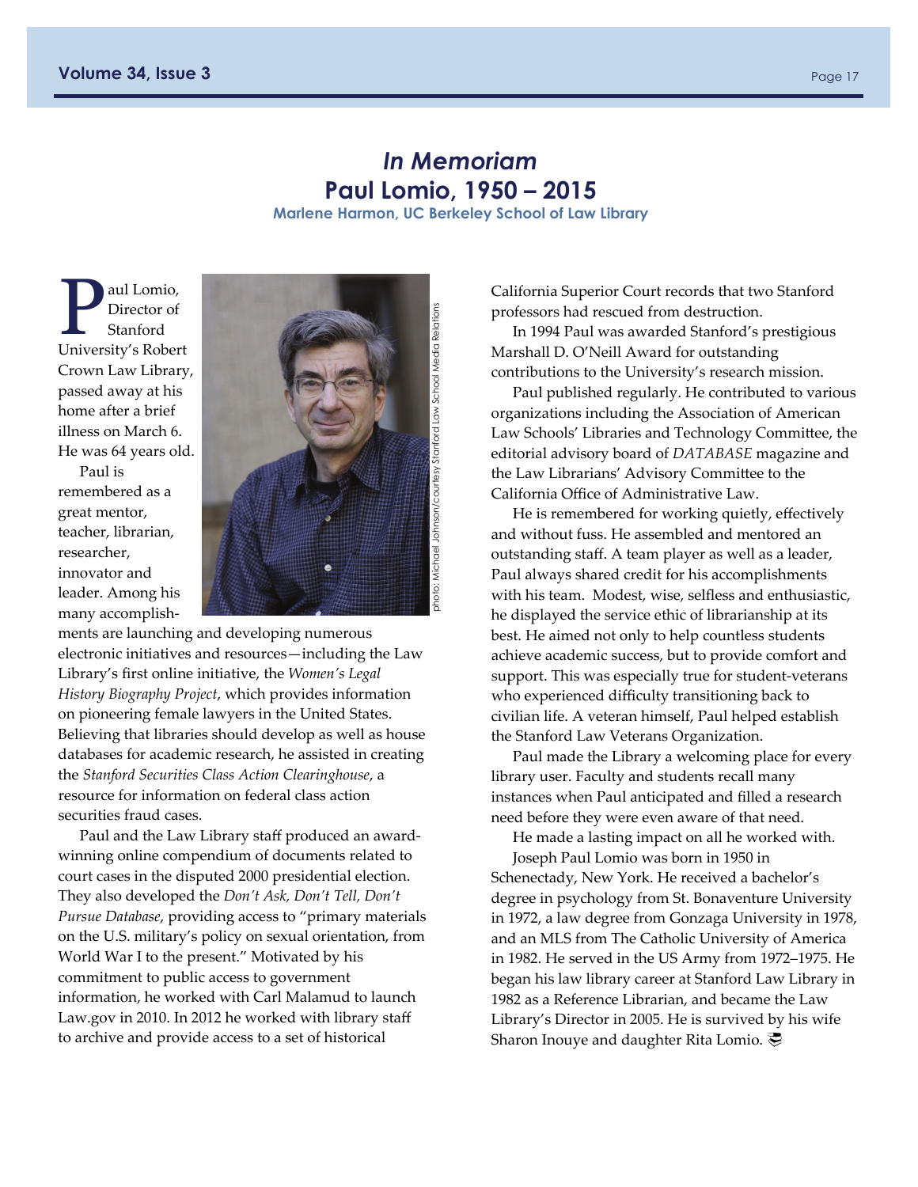# *In Memoriam*
## Paul Lomio, 1950 – 2015

**Marlene Harmon, UC Berkeley School of Law Library**

photo: Michael Johnson/courtesy Stanford Law School Media Relations

Paul Lomio, Director of Stanford University's Robert Crown Law Library, passed away at his home after a brief illness on March 6. He was 64 years old.

Paul is remembered as a great mentor, teacher, librarian, researcher, innovator and leader. Among his many accomplishments are launching and developing numerous electronic initiatives and resources—including the Law Library's first online initiative, the *Women's Legal History Biography Project*, which provides information on pioneering female lawyers in the United States. Believing that libraries should develop as well as house databases for academic research, he assisted in creating the *Stanford Securities Class Action Clearinghouse*, a resource for information on federal class action securities fraud cases.

Paul and the Law Library staff produced an award-winning online compendium of documents related to court cases in the disputed 2000 presidential election. They also developed the *Don't Ask, Don't Tell, Don't Pursue Database*, providing access to "primary materials on the U.S. military's policy on sexual orientation, from World War I to the present." Motivated by his commitment to public access to government information, he worked with Carl Malamud to launch Law.gov in 2010. In 2012 he worked with library staff to archive and provide access to a set of historical California Superior Court records that two Stanford professors had rescued from destruction.

In 1994 Paul was awarded Stanford's prestigious Marshall D. O'Neill Award for outstanding contributions to the University's research mission.

Paul published regularly. He contributed to various organizations including the Association of American Law Schools' Libraries and Technology Committee, the editorial advisory board of *DATABASE* magazine and the Law Librarians' Advisory Committee to the California Office of Administrative Law.

He is remembered for working quietly, effectively and without fuss. He assembled and mentored an outstanding staff. A team player as well as a leader, Paul always shared credit for his accomplishments with his team. Modest, wise, selfless and enthusiastic, he displayed the service ethic of librarianship at its best. He aimed not only to help countless students achieve academic success, but to provide comfort and support. This was especially true for student-veterans who experienced difficulty transitioning back to civilian life. A veteran himself, Paul helped establish the Stanford Law Veterans Organization.

Paul made the Library a welcoming place for every library user. Faculty and students recall many instances when Paul anticipated and filled a research need before they were even aware of that need.

He made a lasting impact on all he worked with.

Joseph Paul Lomio was born in 1950 in Schenectady, New York. He received a bachelor's degree in psychology from St. Bonaventure University in 1972, a law degree from Gonzaga University in 1978, and an MLS from The Catholic University of America in 1982. He served in the US Army from 1972–1975. He began his law library career at Stanford Law Library in 1982 as a Reference Librarian, and became the Law Library's Director in 2005. He is survived by his wife Sharon Inouye and daughter Rita Lomio.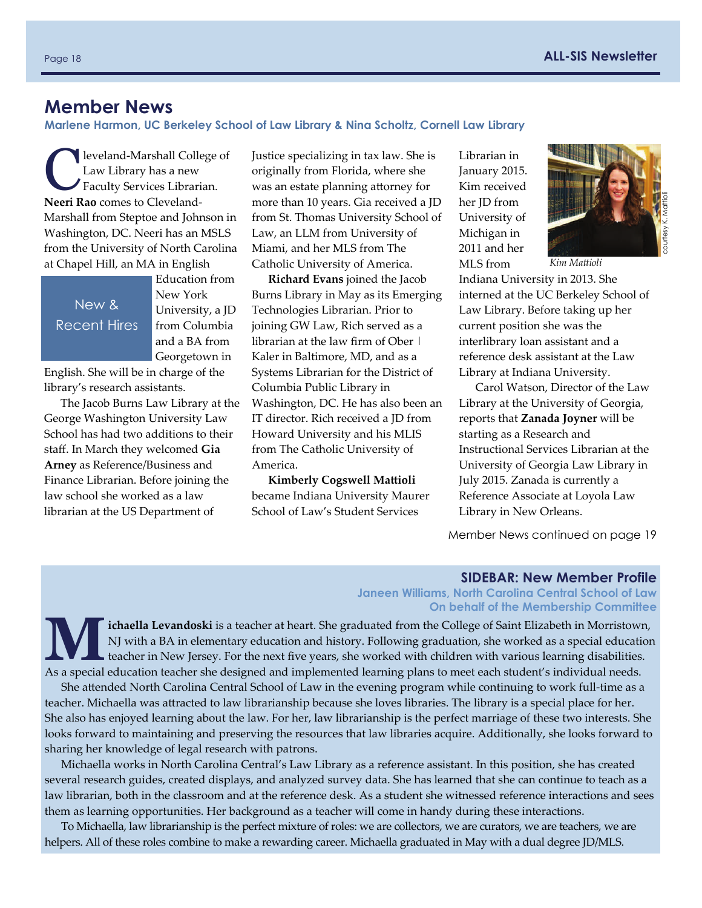# Member News

**Marlene Harmon, UC Berkeley School of Law Library & Nina Scholtz, Cornell Law Library**

New & Recent Hires

Cleveland-Marshall College of Law Library has a new Faculty Services Librarian. **Neeri Rao** comes to Cleveland-Marshall from Steptoe and Johnson in Washington, DC. Neeri has an MSLS from the University of North Carolina at Chapel Hill, an MA in English Education from New York University, a JD from Columbia and a BA from Georgetown in English. She will be in charge of the library's research assistants.

The Jacob Burns Law Library at the George Washington University Law School has had two additions to their staff. In March they welcomed **Gia Arney** as Reference/Business and Finance Librarian. Before joining the law school she worked as a law librarian at the US Department of Justice specializing in tax law. She is originally from Florida, where she was an estate planning attorney for more than 10 years. Gia received a JD from St. Thomas University School of Law, an LLM from University of Miami, and her MLS from The Catholic University of America.

**Richard Evans** joined the Jacob Burns Library in May as its Emerging Technologies Librarian. Prior to joining GW Law, Rich served as a librarian at the law firm of Ober | Kaler in Baltimore, MD, and as a Systems Librarian for the District of Columbia Public Library in Washington, DC. He has also been an IT director. Rich received a JD from Howard University and his MLIS from The Catholic University of America.

**Kimberly Cogswell Mattioli** became Indiana University Maurer School of Law's Student Services Librarian in January 2015. Kim received her JD from University of Michigan in 2011 and her MLS from Indiana University in 2013. She interned at the UC Berkeley School of Law Library. Before taking up her current position she was the interlibrary loan assistant and a reference desk assistant at the Law Library at Indiana University.

*Kim Mattioli* (courtesy K. Mattioli)

Carol Watson, Director of the Law Library at the University of Georgia, reports that **Zanada Joyner** will be starting as a Research and Instructional Services Librarian at the University of Georgia Law Library in July 2015. Zanada is currently a Reference Associate at Loyola Law Library in New Orleans.

Member News continued on page 19

## SIDEBAR: New Member Profile

**Janeen Williams, North Carolina Central School of Law**
**On behalf of the Membership Committee**

**Michaella Levandoski** is a teacher at heart. She graduated from the College of Saint Elizabeth in Morristown, NJ with a BA in elementary education and history. Following graduation, she worked as a special education teacher in New Jersey. For the next five years, she worked with children with various learning disabilities. As a special education teacher she designed and implemented learning plans to meet each student's individual needs.

She attended North Carolina Central School of Law in the evening program while continuing to work full-time as a teacher. Michaella was attracted to law librarianship because she loves libraries. The library is a special place for her. She also has enjoyed learning about the law. For her, law librarianship is the perfect marriage of these two interests. She looks forward to maintaining and preserving the resources that law libraries acquire. Additionally, she looks forward to sharing her knowledge of legal research with patrons.

Michaella works in North Carolina Central's Law Library as a reference assistant. In this position, she has created several research guides, created displays, and analyzed survey data. She has learned that she can continue to teach as a law librarian, both in the classroom and at the reference desk. As a student she witnessed reference interactions and sees them as learning opportunities. Her background as a teacher will come in handy during these interactions.

To Michaella, law librarianship is the perfect mixture of roles: we are collectors, we are curators, we are teachers, we are helpers. All of these roles combine to make a rewarding career. Michaella graduated in May with a dual degree JD/MLS.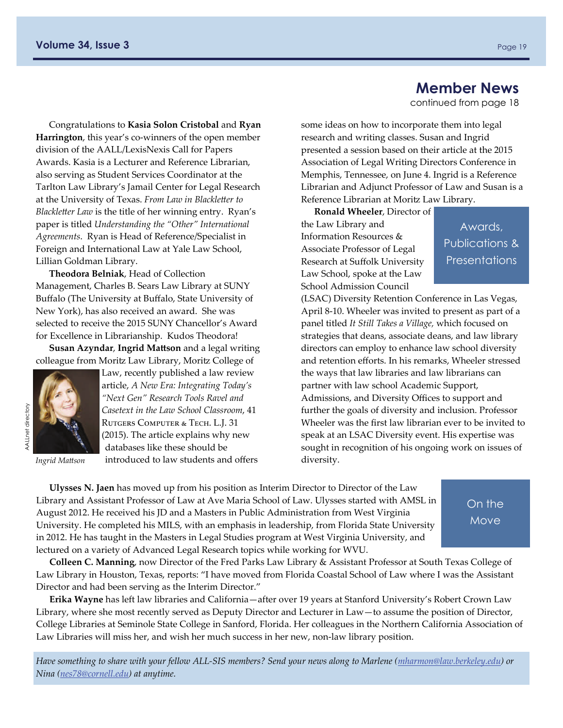# Member News

continued from page 18

Congratulations to **Kasia Solon Cristobal** and **Ryan Harrington**, this year's co-winners of the open member division of the AALL/LexisNexis Call for Papers Awards. Kasia is a Lecturer and Reference Librarian, also serving as Student Services Coordinator at the Tarlton Law Library's Jamail Center for Legal Research at the University of Texas. *From Law in Blackletter to Blackletter Law* is the title of her winning entry. Ryan's paper is titled *Understanding the "Other" International Agreements*. Ryan is Head of Reference/Specialist in Foreign and International Law at Yale Law School, Lillian Goldman Library.

**Theodora Belniak**, Head of Collection Management, Charles B. Sears Law Library at SUNY Buffalo (The University at Buffalo, State University of New York), has also received an award. She was selected to receive the 2015 SUNY Chancellor's Award for Excellence in Librarianship. Kudos Theodora!

**Susan Azyndar**, **Ingrid Mattson** and a legal writing colleague from Moritz Law Library, Moritz College of Law, recently published a law review article, *A New Era: Integrating Today's "Next Gen" Research Tools Ravel and Casetext in the Law School Classroom*, 41 Rutgers Computer & Tech. L.J. 31 (2015). The article explains why new databases like these should be introduced to law students and offers some ideas on how to incorporate them into legal research and writing classes. Susan and Ingrid presented a session based on their article at the 2015 Association of Legal Writing Directors Conference in Memphis, Tennessee, on June 4. Ingrid is a Reference Librarian and Adjunct Professor of Law and Susan is a Reference Librarian at Moritz Law Library.

AALLnet directory

*Ingrid Mattson*

## Awards, Publications & Presentations

**Ronald Wheeler**, Director of the Law Library and Information Resources & Associate Professor of Legal Research at Suffolk University Law School, spoke at the Law School Admission Council (LSAC) Diversity Retention Conference in Las Vegas, April 8-10. Wheeler was invited to present as part of a panel titled *It Still Takes a Village*, which focused on strategies that deans, associate deans, and law library directors can employ to enhance law school diversity and retention efforts. In his remarks, Wheeler stressed the ways that law libraries and law librarians can partner with law school Academic Support, Admissions, and Diversity Offices to support and further the goals of diversity and inclusion. Professor Wheeler was the first law librarian ever to be invited to speak at an LSAC Diversity event. His expertise was sought in recognition of his ongoing work on issues of diversity.

## On the Move

**Ulysses N. Jaen** has moved up from his position as Interim Director to Director of the Law Library and Assistant Professor of Law at Ave Maria School of Law. Ulysses started with AMSL in August 2012. He received his JD and a Masters in Public Administration from West Virginia University. He completed his MILS, with an emphasis in leadership, from Florida State University in 2012. He has taught in the Masters in Legal Studies program at West Virginia University, and lectured on a variety of Advanced Legal Research topics while working for WVU.

**Colleen C. Manning**, now Director of the Fred Parks Law Library & Assistant Professor at South Texas College of Law Library in Houston, Texas, reports: "I have moved from Florida Coastal School of Law where I was the Assistant Director and had been serving as the Interim Director."

**Erika Wayne** has left law libraries and California—after over 19 years at Stanford University's Robert Crown Law Library, where she most recently served as Deputy Director and Lecturer in Law—to assume the position of Director, College Libraries at Seminole State College in Sanford, Florida. Her colleagues in the Northern California Association of Law Libraries will miss her, and wish her much success in her new, non-law library position.

*Have something to share with your fellow ALL-SIS members? Send your news along to Marlene (mharmon@law.berkeley.edu) or Nina (nes78@cornell.edu) at anytime.*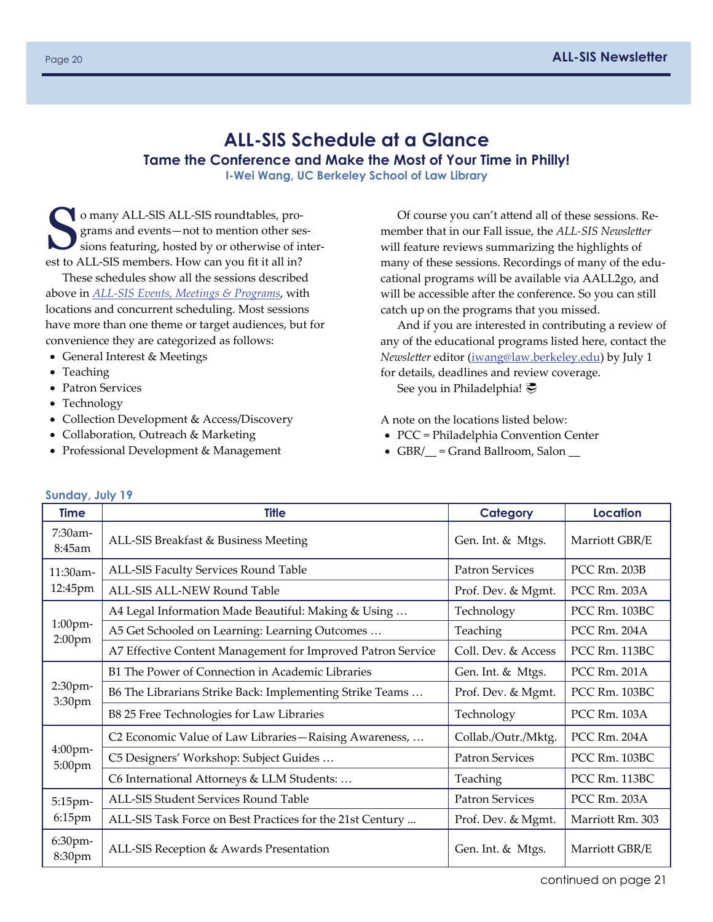# ALL-SIS Schedule at a Glance

## Tame the Conference and Make the Most of Your Time in Philly!

**I-Wei Wang, UC Berkeley School of Law Library**

So many ALL-SIS ALL-SIS roundtables, programs and events—not to mention other sessions featuring, hosted by or otherwise of interest to ALL-SIS members. How can you fit it all in?

These schedules show all the sessions described above in *ALL-SIS Events, Meetings & Programs*, with locations and concurrent scheduling. Most sessions have more than one theme or target audiences, but for convenience they are categorized as follows:

- General Interest & Meetings
- Teaching
- Patron Services
- Technology
- Collection Development & Access/Discovery
- Collaboration, Outreach & Marketing
- Professional Development & Management

Of course you can't attend all of these sessions. Remember that in our Fall issue, the *ALL-SIS Newsletter* will feature reviews summarizing the highlights of many of these sessions. Recordings of many of the educational programs will be available via AALL2go, and will be accessible after the conference. So you can still catch up on the programs that you missed.

And if you are interested in contributing a review of any of the educational programs listed here, contact the *Newsletter* editor (iwang@law.berkeley.edu) by July 1 for details, deadlines and review coverage.

See you in Philadelphia!

A note on the locations listed below:

- PCC = Philadelphia Convention Center
- GBR/__ = Grand Ballroom, Salon __

**Sunday, July 19**

| Time | Title | Category | Location |
|---|---|---|---|
| 7:30am-8:45am | ALL-SIS Breakfast & Business Meeting | Gen. Int. & Mtgs. | Marriott GBR/E |
| 11:30am-12:45pm | ALL-SIS Faculty Services Round Table | Patron Services | PCC Rm. 203B |
| | ALL-SIS ALL-NEW Round Table | Prof. Dev. & Mgmt. | PCC Rm. 203A |
| 1:00pm-2:00pm | A4 Legal Information Made Beautiful: Making & Using … | Technology | PCC Rm. 103BC |
| | A5 Get Schooled on Learning: Learning Outcomes … | Teaching | PCC Rm. 204A |
| | A7 Effective Content Management for Improved Patron Service | Coll. Dev. & Access | PCC Rm. 113BC |
| 2:30pm-3:30pm | B1 The Power of Connection in Academic Libraries | Gen. Int. & Mtgs. | PCC Rm. 201A |
| | B6 The Librarians Strike Back: Implementing Strike Teams … | Prof. Dev. & Mgmt. | PCC Rm. 103BC |
| | B8 25 Free Technologies for Law Libraries | Technology | PCC Rm. 103A |
| 4:00pm-5:00pm | C2 Economic Value of Law Libraries—Raising Awareness, … | Collab./Outr./Mktg. | PCC Rm. 204A |
| | C5 Designers' Workshop: Subject Guides … | Patron Services | PCC Rm. 103BC |
| | C6 International Attorneys & LLM Students: … | Teaching | PCC Rm. 113BC |
| 5:15pm-6:15pm | ALL-SIS Student Services Round Table | Patron Services | PCC Rm. 203A |
| | ALL-SIS Task Force on Best Practices for the 21st Century ... | Prof. Dev. & Mgmt. | Marriott Rm. 303 |
| 6:30pm-8:30pm | ALL-SIS Reception & Awards Presentation | Gen. Int. & Mtgs. | Marriott GBR/E |

continued on page 21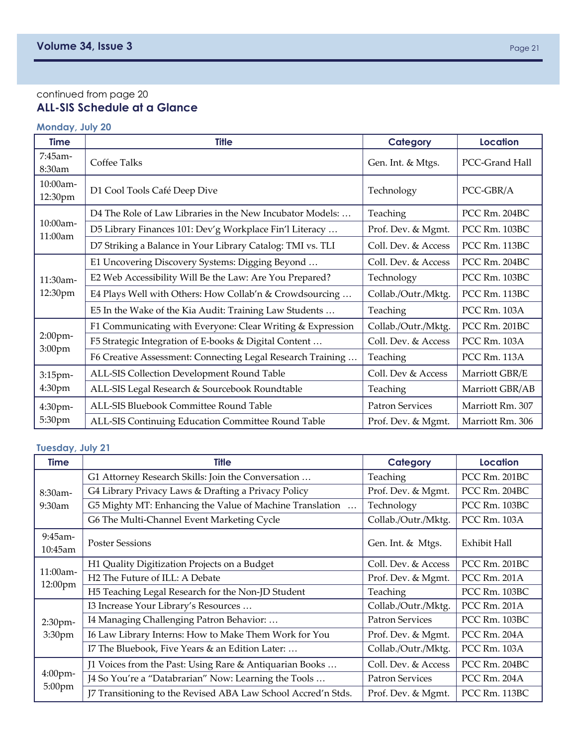continued from page 20

## ALL-SIS Schedule at a Glance

### Monday, July 20

| Time | Title | Category | Location |
|---|---|---|---|
| 7:45am-8:30am | Coffee Talks | Gen. Int. & Mtgs. | PCC-Grand Hall |
| 10:00am-12:30pm | D1 Cool Tools Café Deep Dive | Technology | PCC-GBR/A |
| 10:00am-11:00am | D4 The Role of Law Libraries in the New Incubator Models: … | Teaching | PCC Rm. 204BC |
| | D5 Library Finances 101: Dev'g Workplace Fin'l Literacy … | Prof. Dev. & Mgmt. | PCC Rm. 103BC |
| | D7 Striking a Balance in Your Library Catalog: TMI vs. TLI | Coll. Dev. & Access | PCC Rm. 113BC |
| 11:30am-12:30pm | E1 Uncovering Discovery Systems: Digging Beyond … | Coll. Dev. & Access | PCC Rm. 204BC |
| | E2 Web Accessibility Will Be the Law: Are You Prepared? | Technology | PCC Rm. 103BC |
| | E4 Plays Well with Others: How Collab'n & Crowdsourcing … | Collab./Outr./Mktg. | PCC Rm. 113BC |
| | E5 In the Wake of the Kia Audit: Training Law Students … | Teaching | PCC Rm. 103A |
| 2:00pm-3:00pm | F1 Communicating with Everyone: Clear Writing & Expression | Collab./Outr./Mktg. | PCC Rm. 201BC |
| | F5 Strategic Integration of E-books & Digital Content … | Coll. Dev. & Access | PCC Rm. 103A |
| | F6 Creative Assessment: Connecting Legal Research Training … | Teaching | PCC Rm. 113A |
| 3:15pm-4:30pm | ALL-SIS Collection Development Round Table | Coll. Dev & Access | Marriott GBR/E |
| | ALL-SIS Legal Research & Sourcebook Roundtable | Teaching | Marriott GBR/AB |
| 4:30pm-5:30pm | ALL-SIS Bluebook Committee Round Table | Patron Services | Marriott Rm. 307 |
| | ALL-SIS Continuing Education Committee Round Table | Prof. Dev. & Mgmt. | Marriott Rm. 306 |

### Tuesday, July 21

| Time | Title | Category | Location |
|---|---|---|---|
| 8:30am-9:30am | G1 Attorney Research Skills: Join the Conversation … | Teaching | PCC Rm. 201BC |
| | G4 Library Privacy Laws & Drafting a Privacy Policy | Prof. Dev. & Mgmt. | PCC Rm. 204BC |
| | G5 Mighty MT: Enhancing the Value of Machine Translation … | Technology | PCC Rm. 103BC |
| | G6 The Multi-Channel Event Marketing Cycle | Collab./Outr./Mktg. | PCC Rm. 103A |
| 9:45am-10:45am | Poster Sessions | Gen. Int. & Mtgs. | Exhibit Hall |
| 11:00am-12:00pm | H1 Quality Digitization Projects on a Budget | Coll. Dev. & Access | PCC Rm. 201BC |
| | H2 The Future of ILL: A Debate | Prof. Dev. & Mgmt. | PCC Rm. 201A |
| | H5 Teaching Legal Research for the Non-JD Student | Teaching | PCC Rm. 103BC |
| 2:30pm-3:30pm | I3 Increase Your Library's Resources … | Collab./Outr./Mktg. | PCC Rm. 201A |
| | I4 Managing Challenging Patron Behavior: … | Patron Services | PCC Rm. 103BC |
| | I6 Law Library Interns: How to Make Them Work for You | Prof. Dev. & Mgmt. | PCC Rm. 204A |
| | I7 The Bluebook, Five Years & an Edition Later: … | Collab./Outr./Mktg. | PCC Rm. 103A |
| 4:00pm-5:00pm | J1 Voices from the Past: Using Rare & Antiquarian Books … | Coll. Dev. & Access | PCC Rm. 204BC |
| | J4 So You're a "Databrarian" Now: Learning the Tools … | Patron Services | PCC Rm. 204A |
| | J7 Transitioning to the Revised ABA Law School Accred'n Stds. | Prof. Dev. & Mgmt. | PCC Rm. 113BC |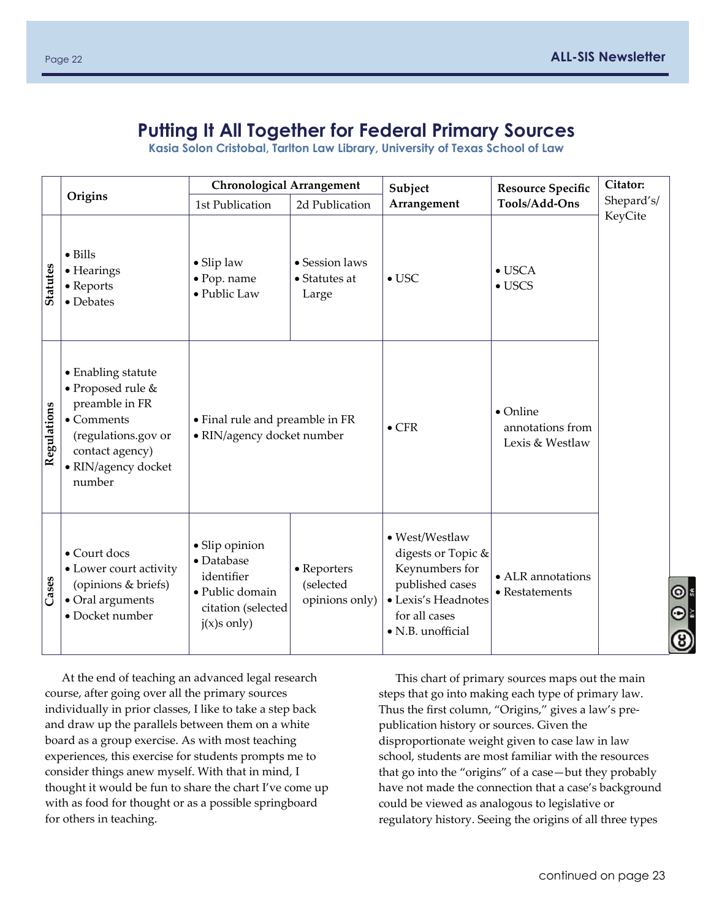# Putting It All Together for Federal Primary Sources

**Kasia Solon Cristobal, Tarlton Law Library, University of Texas School of Law**

| | Origins | Chronological Arrangement | | Subject Arrangement | Resource Specific Tools/Add-Ons | Citator: Shepard's/ KeyCite |
|---|---|---|---|---|---|---|
| | | 1st Publication | 2d Publication | | | |
| **Statutes** | • Bills<br>• Hearings<br>• Reports<br>• Debates | • Slip law<br>• Pop. name<br>• Public Law | • Session laws<br>• Statutes at Large | • USC | • USCA<br>• USCS | |
| **Regulations** | • Enabling statute<br>• Proposed rule & preamble in FR<br>• Comments (regulations.gov or contact agency)<br>• RIN/agency docket number | • Final rule and preamble in FR<br>• RIN/agency docket number | | • CFR | • Online annotations from Lexis & Westlaw | |
| **Cases** | • Court docs<br>• Lower court activity (opinions & briefs)<br>• Oral arguments<br>• Docket number | • Slip opinion<br>• Database identifier<br>• Public domain citation (selected j(x)s only) | • Reporters (selected opinions only) | • West/Westlaw digests or Topic & Keynumbers for published cases<br>• Lexis's Headnotes for all cases<br>• N.B. unofficial | • ALR annotations<br>• Restatements | |

At the end of teaching an advanced legal research course, after going over all the primary sources individually in prior classes, I like to take a step back and draw up the parallels between them on a white board as a group exercise. As with most teaching experiences, this exercise for students prompts me to consider things anew myself. With that in mind, I thought it would be fun to share the chart I've come up with as food for thought or as a possible springboard for others in teaching.

This chart of primary sources maps out the main steps that go into making each type of primary law. Thus the first column, "Origins," gives a law's pre-publication history or sources. Given the disproportionate weight given to case law in law school, students are most familiar with the resources that go into the "origins" of a case—but they probably have not made the connection that a case's background could be viewed as analogous to legislative or regulatory history. Seeing the origins of all three types

continued on page 23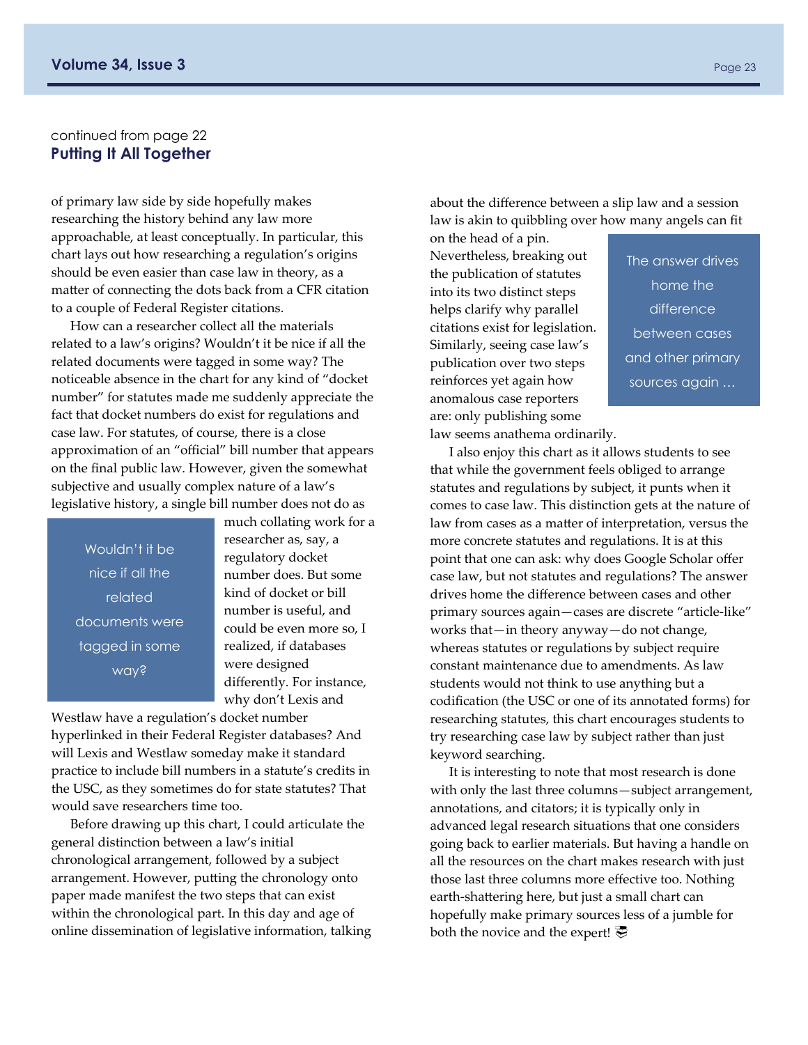continued from page 22

## Putting It All Together

of primary law side by side hopefully makes researching the history behind any law more approachable, at least conceptually. In particular, this chart lays out how researching a regulation's origins should be even easier than case law in theory, as a matter of connecting the dots back from a CFR citation to a couple of Federal Register citations.

How can a researcher collect all the materials related to a law's origins? Wouldn't it be nice if all the related documents were tagged in some way? The noticeable absence in the chart for any kind of "docket number" for statutes made me suddenly appreciate the fact that docket numbers do exist for regulations and case law. For statutes, of course, there is a close approximation of an "official" bill number that appears on the final public law. However, given the somewhat subjective and usually complex nature of a law's legislative history, a single bill number does not do as much collating work for a researcher as, say, a regulatory docket number does. But some kind of docket or bill number is useful, and could be even more so, I realized, if databases were designed differently. For instance, why don't Lexis and Westlaw have a regulation's docket number hyperlinked in their Federal Register databases? And will Lexis and Westlaw someday make it standard practice to include bill numbers in a statute's credits in the USC, as they sometimes do for state statutes? That would save researchers time too.

> Wouldn't it be nice if all the related documents were tagged in some way?

Before drawing up this chart, I could articulate the general distinction between a law's initial chronological arrangement, followed by a subject arrangement. However, putting the chronology onto paper made manifest the two steps that can exist within the chronological part. In this day and age of online dissemination of legislative information, talking about the difference between a slip law and a session law is akin to quibbling over how many angels can fit on the head of a pin. Nevertheless, breaking out the publication of statutes into its two distinct steps helps clarify why parallel citations exist for legislation. Similarly, seeing case law's publication over two steps reinforces yet again how anomalous case reporters are: only publishing some law seems anathema ordinarily.

> The answer drives home the difference between cases and other primary sources again …

I also enjoy this chart as it allows students to see that while the government feels obliged to arrange statutes and regulations by subject, it punts when it comes to case law. This distinction gets at the nature of law from cases as a matter of interpretation, versus the more concrete statutes and regulations. It is at this point that one can ask: why does Google Scholar offer case law, but not statutes and regulations? The answer drives home the difference between cases and other primary sources again—cases are discrete "article-like" works that—in theory anyway—do not change, whereas statutes or regulations by subject require constant maintenance due to amendments. As law students would not think to use anything but a codification (the USC or one of its annotated forms) for researching statutes, this chart encourages students to try researching case law by subject rather than just keyword searching.

It is interesting to note that most research is done with only the last three columns—subject arrangement, annotations, and citators; it is typically only in advanced legal research situations that one considers going back to earlier materials. But having a handle on all the resources on the chart makes research with just those last three columns more effective too. Nothing earth-shattering here, but just a small chart can hopefully make primary sources less of a jumble for both the novice and the expert!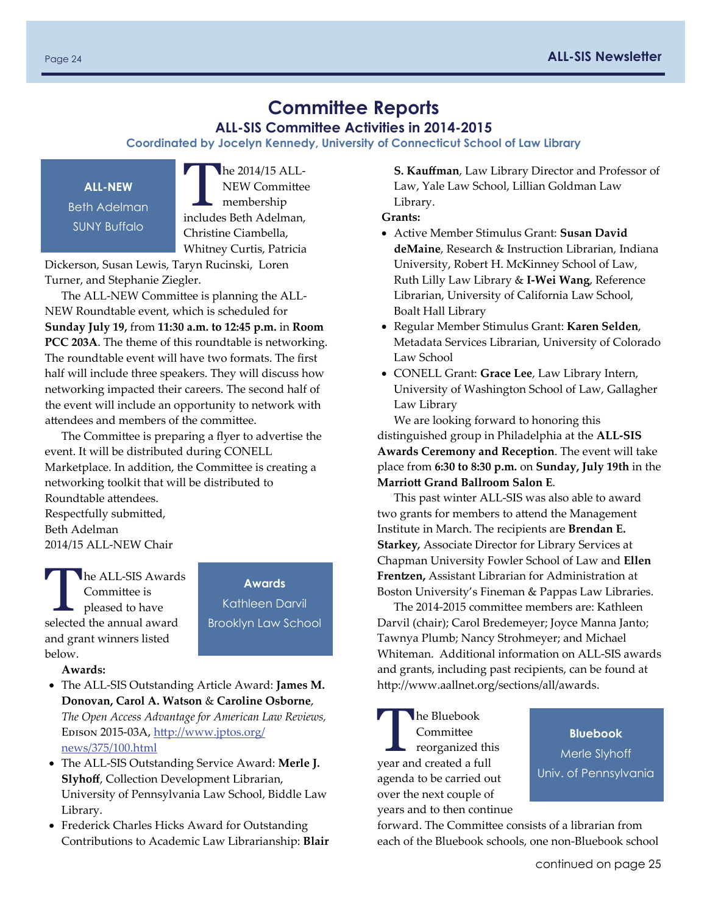# Committee Reports

## ALL-SIS Committee Activities in 2014-2015

**Coordinated by Jocelyn Kennedy, University of Connecticut School of Law Library**

### ALL-NEW
Beth Adelman
SUNY Buffalo

The 2014/15 ALL-NEW Committee membership includes Beth Adelman, Christine Ciambella, Whitney Curtis, Patricia Dickerson, Susan Lewis, Taryn Rucinski, Loren Turner, and Stephanie Ziegler.

The ALL-NEW Committee is planning the ALL-NEW Roundtable event, which is scheduled for **Sunday July 19,** from **11:30 a.m. to 12:45 p.m.** in **Room PCC 203A**. The theme of this roundtable is networking. The roundtable event will have two formats. The first half will include three speakers. They will discuss how networking impacted their careers. The second half of the event will include an opportunity to network with attendees and members of the committee.

The Committee is preparing a flyer to advertise the event. It will be distributed during CONELL Marketplace. In addition, the Committee is creating a networking toolkit that will be distributed to Roundtable attendees.

Respectfully submitted,
Beth Adelman
2014/15 ALL-NEW Chair

### Awards
Kathleen Darvil
Brooklyn Law School

The ALL-SIS Awards Committee is pleased to have selected the annual award and grant winners listed below.

**Awards:**

- The ALL-SIS Outstanding Article Award: **James M. Donovan, Carol A. Watson** & **Caroline Osborne**, *The Open Access Advantage for American Law Reviews,* Edison 2015-03A, http://www.jptos.org/news/375/100.html
- The ALL-SIS Outstanding Service Award: **Merle J. Slyhoff**, Collection Development Librarian, University of Pennsylvania Law School, Biddle Law Library.
- Frederick Charles Hicks Award for Outstanding Contributions to Academic Law Librarianship: **Blair S. Kauffman**, Law Library Director and Professor of Law, Yale Law School, Lillian Goldman Law Library.

**Grants:**

- Active Member Stimulus Grant: **Susan David deMaine**, Research & Instruction Librarian, Indiana University, Robert H. McKinney School of Law, Ruth Lilly Law Library & **I-Wei Wang**, Reference Librarian, University of California Law School, Boalt Hall Library
- Regular Member Stimulus Grant: **Karen Selden**, Metadata Services Librarian, University of Colorado Law School
- CONELL Grant: **Grace Lee**, Law Library Intern, University of Washington School of Law, Gallagher Law Library

We are looking forward to honoring this distinguished group in Philadelphia at the **ALL-SIS Awards Ceremony and Reception**. The event will take place from **6:30 to 8:30 p.m.** on **Sunday, July 19th** in the **Marriott Grand Ballroom Salon E**.

This past winter ALL-SIS was also able to award two grants for members to attend the Management Institute in March. The recipients are **Brendan E. Starkey,** Associate Director for Library Services at Chapman University Fowler School of Law and **Ellen Frentzen,** Assistant Librarian for Administration at Boston University's Fineman & Pappas Law Libraries.

The 2014-2015 committee members are: Kathleen Darvil (chair); Carol Bredemeyer; Joyce Manna Janto; Tawnya Plumb; Nancy Strohmeyer; and Michael Whiteman. Additional information on ALL-SIS awards and grants, including past recipients, can be found at http://www.aallnet.org/sections/all/awards.

### Bluebook
Merle Slyhoff
Univ. of Pennsylvania

The Bluebook Committee reorganized this year and created a full agenda to be carried out over the next couple of years and to then continue forward. The Committee consists of a librarian from each of the Bluebook schools, one non-Bluebook school

continued on page 25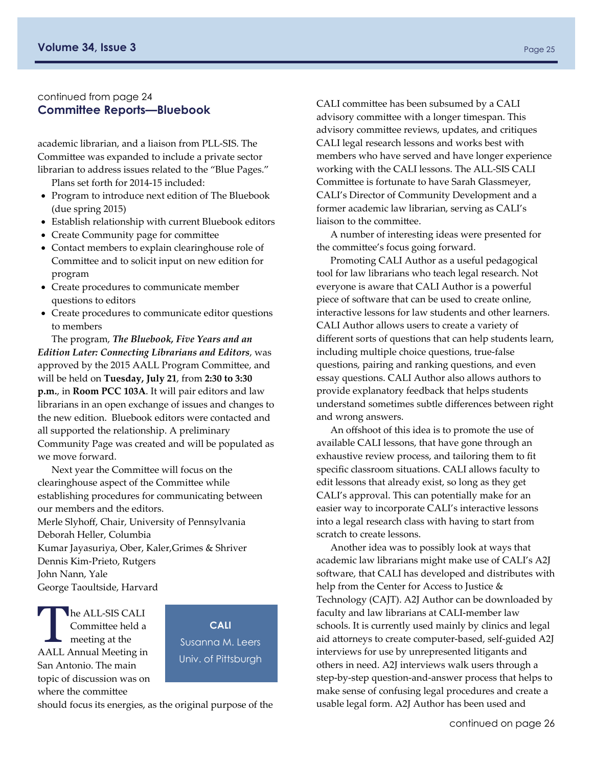continued from page 24

## Committee Reports—Bluebook

academic librarian, and a liaison from PLL-SIS. The Committee was expanded to include a private sector librarian to address issues related to the "Blue Pages."

Plans set forth for 2014-15 included:

- Program to introduce next edition of The Bluebook (due spring 2015)
- Establish relationship with current Bluebook editors
- Create Community page for committee
- Contact members to explain clearinghouse role of Committee and to solicit input on new edition for program
- Create procedures to communicate member questions to editors
- Create procedures to communicate editor questions to members

The program, ***The Bluebook, Five Years and an Edition Later: Connecting Librarians and Editors***, was approved by the 2015 AALL Program Committee, and will be held on **Tuesday, July 21**, from **2:30 to 3:30 p.m.**, in **Room PCC 103A**. It will pair editors and law librarians in an open exchange of issues and changes to the new edition. Bluebook editors were contacted and all supported the relationship. A preliminary Community Page was created and will be populated as we move forward.

Next year the Committee will focus on the clearinghouse aspect of the Committee while establishing procedures for communicating between our members and the editors.

Merle Slyhoff, Chair, University of Pennsylvania
Deborah Heller, Columbia
Kumar Jayasuriya, Ober, Kaler,Grimes & Shriver
Dennis Kim-Prieto, Rutgers
John Nann, Yale
George Taoultside, Harvard

## CALI

Susanna M. Leers
Univ. of Pittsburgh

The ALL-SIS CALI Committee held a meeting at the AALL Annual Meeting in San Antonio. The main topic of discussion was on where the committee should focus its energies, as the original purpose of the CALI committee has been subsumed by a CALI advisory committee with a longer timespan. This advisory committee reviews, updates, and critiques CALI legal research lessons and works best with members who have served and have longer experience working with the CALI lessons. The ALL-SIS CALI Committee is fortunate to have Sarah Glassmeyer, CALI's Director of Community Development and a former academic law librarian, serving as CALI's liaison to the committee.

A number of interesting ideas were presented for the committee's focus going forward.

Promoting CALI Author as a useful pedagogical tool for law librarians who teach legal research. Not everyone is aware that CALI Author is a powerful piece of software that can be used to create online, interactive lessons for law students and other learners. CALI Author allows users to create a variety of different sorts of questions that can help students learn, including multiple choice questions, true-false questions, pairing and ranking questions, and even essay questions. CALI Author also allows authors to provide explanatory feedback that helps students understand sometimes subtle differences between right and wrong answers.

An offshoot of this idea is to promote the use of available CALI lessons, that have gone through an exhaustive review process, and tailoring them to fit specific classroom situations. CALI allows faculty to edit lessons that already exist, so long as they get CALI's approval. This can potentially make for an easier way to incorporate CALI's interactive lessons into a legal research class with having to start from scratch to create lessons.

Another idea was to possibly look at ways that academic law librarians might make use of CALI's A2J software, that CALI has developed and distributes with help from the Center for Access to Justice & Technology (CAJT). A2J Author can be downloaded by faculty and law librarians at CALI-member law schools. It is currently used mainly by clinics and legal aid attorneys to create computer-based, self-guided A2J interviews for use by unrepresented litigants and others in need. A2J interviews walk users through a step-by-step question-and-answer process that helps to make sense of confusing legal procedures and create a usable legal form. A2J Author has been used and

continued on page 26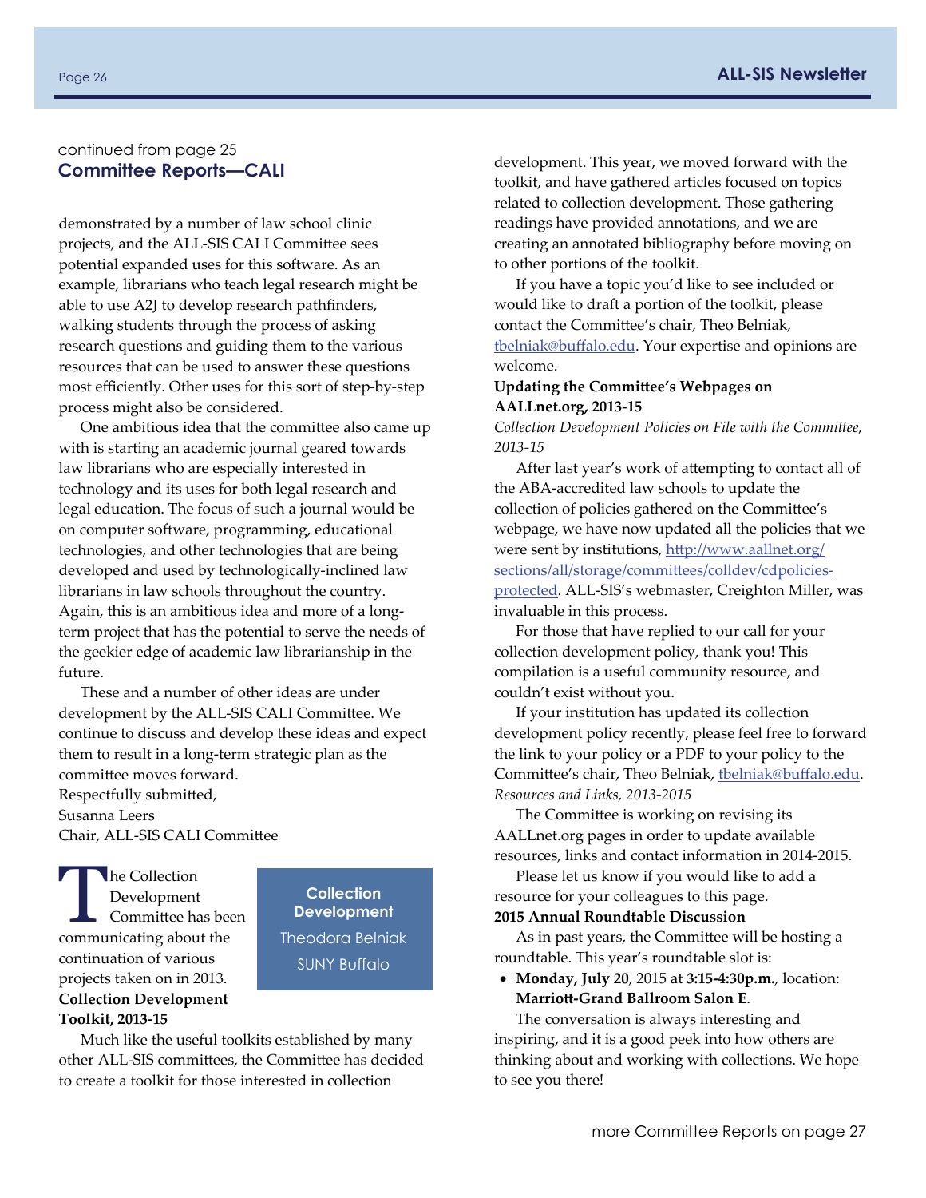continued from page 25

## Committee Reports—CALI

demonstrated by a number of law school clinic projects, and the ALL-SIS CALI Committee sees potential expanded uses for this software. As an example, librarians who teach legal research might be able to use A2J to develop research pathfinders, walking students through the process of asking research questions and guiding them to the various resources that can be used to answer these questions most efficiently. Other uses for this sort of step-by-step process might also be considered.

One ambitious idea that the committee also came up with is starting an academic journal geared towards law librarians who are especially interested in technology and its uses for both legal research and legal education. The focus of such a journal would be on computer software, programming, educational technologies, and other technologies that are being developed and used by technologically-inclined law librarians in law schools throughout the country. Again, this is an ambitious idea and more of a long-term project that has the potential to serve the needs of the geekier edge of academic law librarianship in the future.

These and a number of other ideas are under development by the ALL-SIS CALI Committee. We continue to discuss and develop these ideas and expect them to result in a long-term strategic plan as the committee moves forward.

Respectfully submitted,
Susanna Leers
Chair, ALL-SIS CALI Committee

## Collection Development

Theodora Belniak
SUNY Buffalo

The Collection Development Committee has been communicating about the continuation of various projects taken on in 2013.

**Collection Development Toolkit, 2013-15**

Much like the useful toolkits established by many other ALL-SIS committees, the Committee has decided to create a toolkit for those interested in collection development. This year, we moved forward with the toolkit, and have gathered articles focused on topics related to collection development. Those gathering readings have provided annotations, and we are creating an annotated bibliography before moving on to other portions of the toolkit.

If you have a topic you'd like to see included or would like to draft a portion of the toolkit, please contact the Committee's chair, Theo Belniak, tbelniak@buffalo.edu. Your expertise and opinions are welcome.

**Updating the Committee's Webpages on AALLnet.org, 2013-15**

*Collection Development Policies on File with the Committee, 2013-15*

After last year's work of attempting to contact all of the ABA-accredited law schools to update the collection of policies gathered on the Committee's webpage, we have now updated all the policies that we were sent by institutions, http://www.aallnet.org/sections/all/storage/committees/colldev/cdpolicies-protected. ALL-SIS's webmaster, Creighton Miller, was invaluable in this process.

For those that have replied to our call for your collection development policy, thank you! This compilation is a useful community resource, and couldn't exist without you.

If your institution has updated its collection development policy recently, please feel free to forward the link to your policy or a PDF to your policy to the Committee's chair, Theo Belniak, tbelniak@buffalo.edu.

*Resources and Links, 2013-2015*

The Committee is working on revising its AALLnet.org pages in order to update available resources, links and contact information in 2014-2015.

Please let us know if you would like to add a resource for your colleagues to this page.

**2015 Annual Roundtable Discussion**

As in past years, the Committee will be hosting a roundtable. This year's roundtable slot is:

- **Monday, July 20**, 2015 at **3:15-4:30p.m.**, location: **Marriott-Grand Ballroom Salon E**.

The conversation is always interesting and inspiring, and it is a good peek into how others are thinking about and working with collections. We hope to see you there!

more Committee Reports on page 27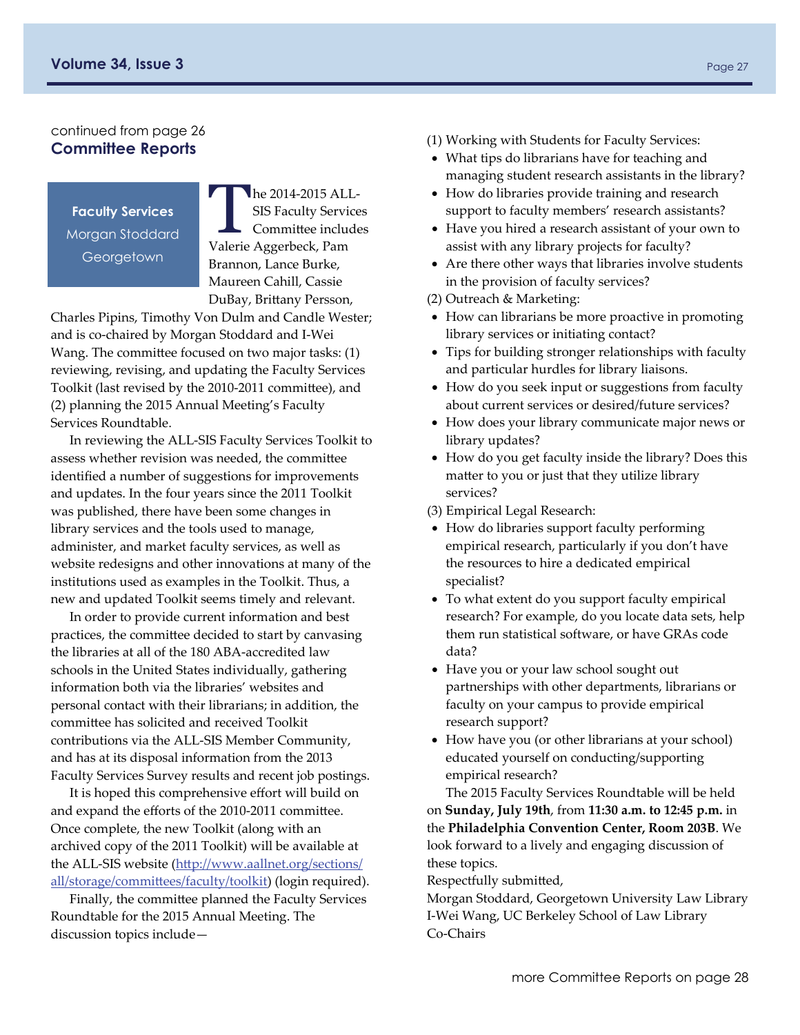continued from page 26

## Committee Reports

**Faculty Services**
Morgan Stoddard
Georgetown

The 2014-2015 ALL-SIS Faculty Services Committee includes Valerie Aggerbeck, Pam Brannon, Lance Burke, Maureen Cahill, Cassie DuBay, Brittany Persson, Charles Pipins, Timothy Von Dulm and Candle Wester; and is co-chaired by Morgan Stoddard and I-Wei Wang. The committee focused on two major tasks: (1) reviewing, revising, and updating the Faculty Services Toolkit (last revised by the 2010-2011 committee), and (2) planning the 2015 Annual Meeting's Faculty Services Roundtable.

In reviewing the ALL-SIS Faculty Services Toolkit to assess whether revision was needed, the committee identified a number of suggestions for improvements and updates. In the four years since the 2011 Toolkit was published, there have been some changes in library services and the tools used to manage, administer, and market faculty services, as well as website redesigns and other innovations at many of the institutions used as examples in the Toolkit. Thus, a new and updated Toolkit seems timely and relevant.

In order to provide current information and best practices, the committee decided to start by canvasing the libraries at all of the 180 ABA-accredited law schools in the United States individually, gathering information both via the libraries' websites and personal contact with their librarians; in addition, the committee has solicited and received Toolkit contributions via the ALL-SIS Member Community, and has at its disposal information from the 2013 Faculty Services Survey results and recent job postings.

It is hoped this comprehensive effort will build on and expand the efforts of the 2010-2011 committee. Once complete, the new Toolkit (along with an archived copy of the 2011 Toolkit) will be available at the ALL-SIS website (http://www.aallnet.org/sections/all/storage/committees/faculty/toolkit) (login required).

Finally, the committee planned the Faculty Services Roundtable for the 2015 Annual Meeting. The discussion topics include—

(1) Working with Students for Faculty Services:

- What tips do librarians have for teaching and managing student research assistants in the library?
- How do libraries provide training and research support to faculty members' research assistants?
- Have you hired a research assistant of your own to assist with any library projects for faculty?
- Are there other ways that libraries involve students in the provision of faculty services?

(2) Outreach & Marketing:

- How can librarians be more proactive in promoting library services or initiating contact?
- Tips for building stronger relationships with faculty and particular hurdles for library liaisons.
- How do you seek input or suggestions from faculty about current services or desired/future services?
- How does your library communicate major news or library updates?
- How do you get faculty inside the library? Does this matter to you or just that they utilize library services?

(3) Empirical Legal Research:

- How do libraries support faculty performing empirical research, particularly if you don't have the resources to hire a dedicated empirical specialist?
- To what extent do you support faculty empirical research? For example, do you locate data sets, help them run statistical software, or have GRAs code data?
- Have you or your law school sought out partnerships with other departments, librarians or faculty on your campus to provide empirical research support?
- How have you (or other librarians at your school) educated yourself on conducting/supporting empirical research?

The 2015 Faculty Services Roundtable will be held on **Sunday, July 19th**, from **11:30 a.m. to 12:45 p.m.** in the **Philadelphia Convention Center, Room 203B**. We look forward to a lively and engaging discussion of these topics.

Respectfully submitted,
Morgan Stoddard, Georgetown University Law Library
I-Wei Wang, UC Berkeley School of Law Library
Co-Chairs

more Committee Reports on page 28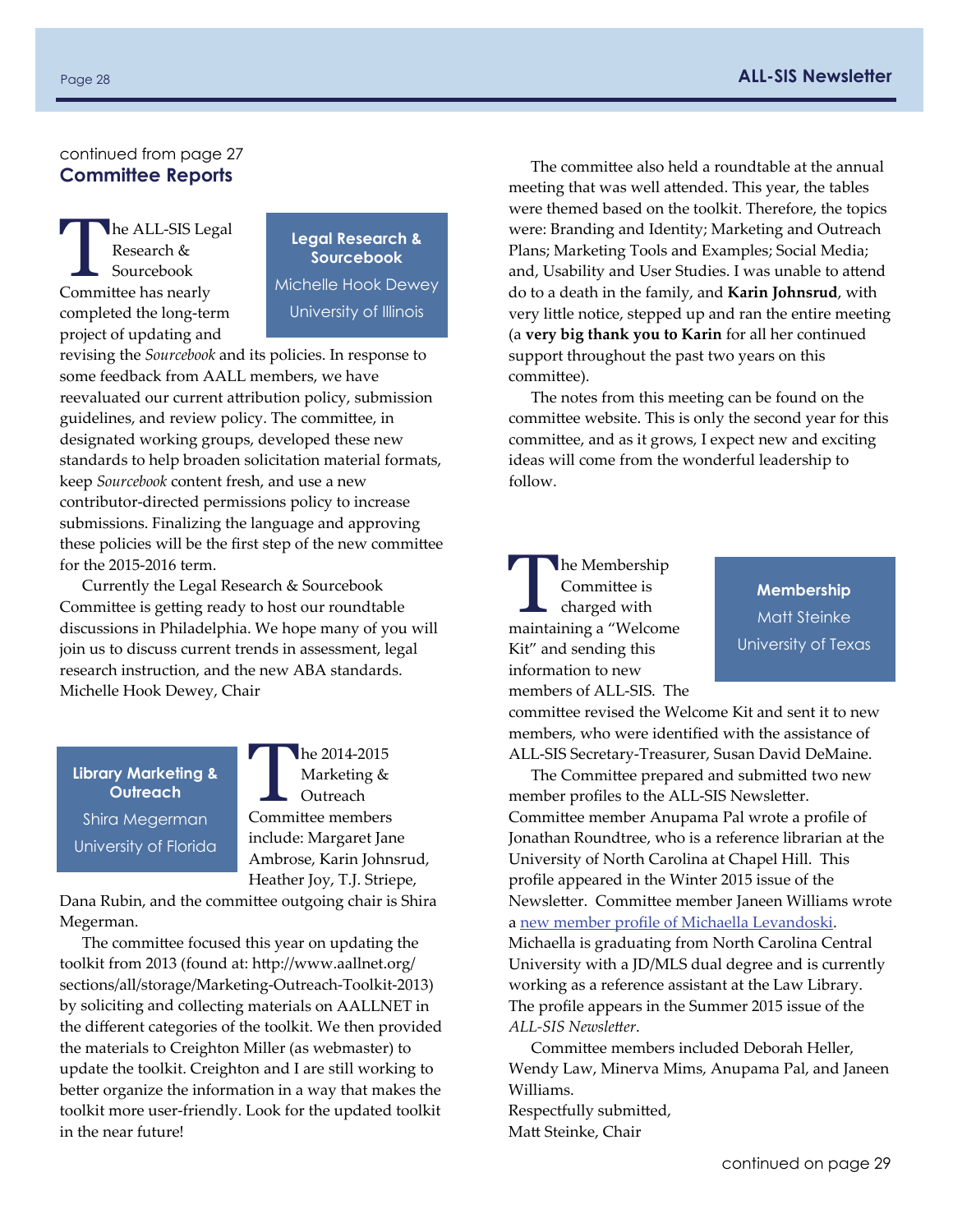continued from page 27

## Committee Reports

### Legal Research & Sourcebook

Michelle Hook Dewey

University of Illinois

The ALL-SIS Legal Research & Sourcebook Committee has nearly completed the long-term project of updating and revising the *Sourcebook* and its policies. In response to some feedback from AALL members, we have reevaluated our current attribution policy, submission guidelines, and review policy. The committee, in designated working groups, developed these new standards to help broaden solicitation material formats, keep *Sourcebook* content fresh, and use a new contributor-directed permissions policy to increase submissions. Finalizing the language and approving these policies will be the first step of the new committee for the 2015-2016 term.

Currently the Legal Research & Sourcebook Committee is getting ready to host our roundtable discussions in Philadelphia. We hope many of you will join us to discuss current trends in assessment, legal research instruction, and the new ABA standards.
Michelle Hook Dewey, Chair

### Library Marketing & Outreach

Shira Megerman

University of Florida

The 2014-2015 Marketing & Outreach Committee members include: Margaret Jane Ambrose, Karin Johnsrud, Heather Joy, T.J. Striepe, Dana Rubin, and the committee outgoing chair is Shira Megerman.

The committee focused this year on updating the toolkit from 2013 (found at: http://www.aallnet.org/sections/all/storage/Marketing-Outreach-Toolkit-2013) by soliciting and collecting materials on AALLNET in the different categories of the toolkit. We then provided the materials to Creighton Miller (as webmaster) to update the toolkit. Creighton and I are still working to better organize the information in a way that makes the toolkit more user-friendly. Look for the updated toolkit in the near future!

The committee also held a roundtable at the annual meeting that was well attended. This year, the tables were themed based on the toolkit. Therefore, the topics were: Branding and Identity; Marketing and Outreach Plans; Marketing Tools and Examples; Social Media; and, Usability and User Studies. I was unable to attend do to a death in the family, and **Karin Johnsrud**, with very little notice, stepped up and ran the entire meeting (a **very big thank you to Karin** for all her continued support throughout the past two years on this committee).

The notes from this meeting can be found on the committee website. This is only the second year for this committee, and as it grows, I expect new and exciting ideas will come from the wonderful leadership to follow.

### Membership

Matt Steinke

University of Texas

The Membership Committee is charged with maintaining a "Welcome Kit" and sending this information to new members of ALL-SIS. The committee revised the Welcome Kit and sent it to new members, who were identified with the assistance of ALL-SIS Secretary-Treasurer, Susan David DeMaine.

The Committee prepared and submitted two new member profiles to the ALL-SIS Newsletter. Committee member Anupama Pal wrote a profile of Jonathan Roundtree, who is a reference librarian at the University of North Carolina at Chapel Hill. This profile appeared in the Winter 2015 issue of the Newsletter. Committee member Janeen Williams wrote a new member profile of Michaella Levandoski. Michaella is graduating from North Carolina Central University with a JD/MLS dual degree and is currently working as a reference assistant at the Law Library. The profile appears in the Summer 2015 issue of the *ALL-SIS Newsletter*.

Committee members included Deborah Heller, Wendy Law, Minerva Mims, Anupama Pal, and Janeen Williams.
Respectfully submitted,
Matt Steinke, Chair

continued on page 29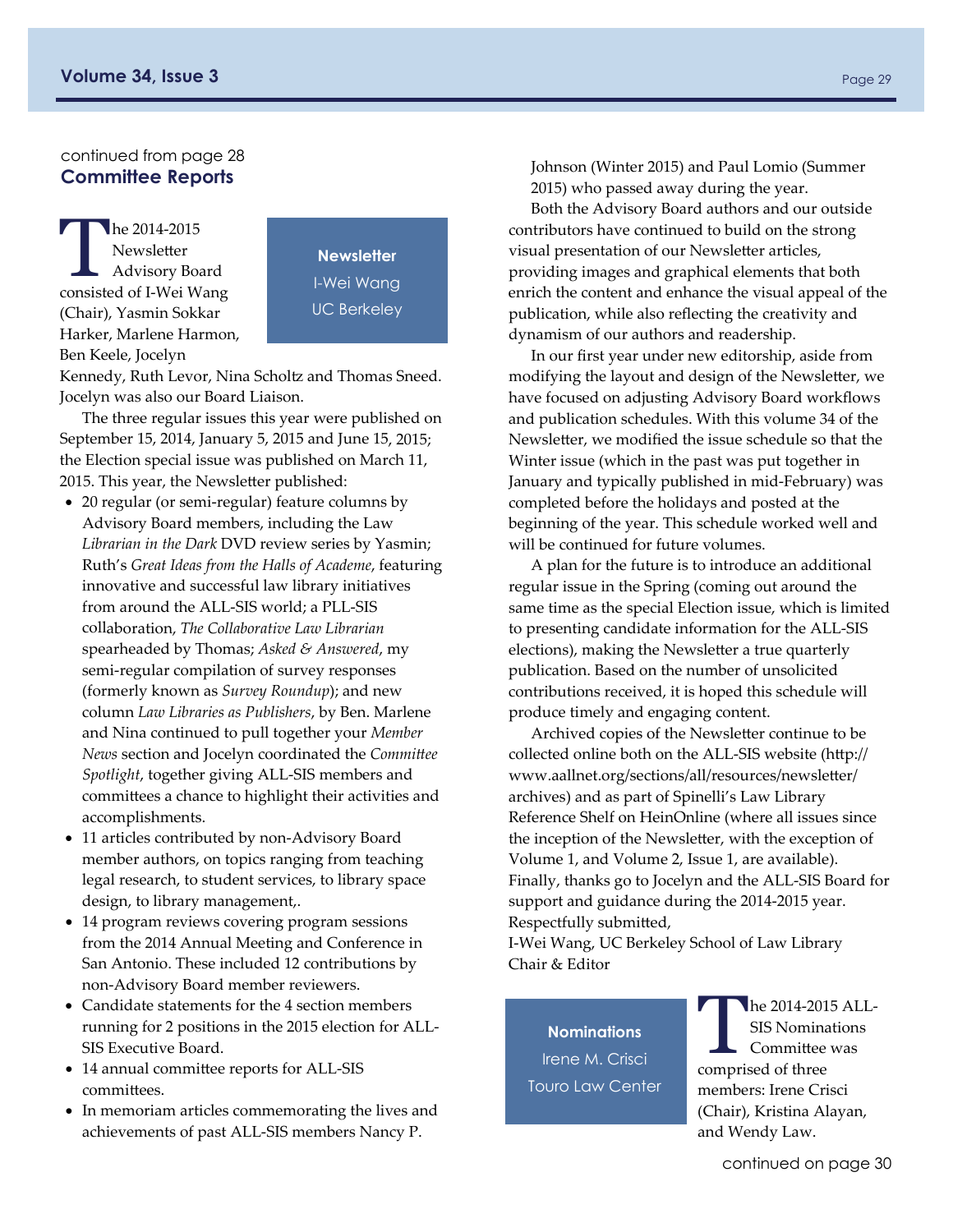continued from page 28

## Committee Reports

**Newsletter**
I-Wei Wang
UC Berkeley

The 2014-2015 Newsletter Advisory Board consisted of I-Wei Wang (Chair), Yasmin Sokkar Harker, Marlene Harmon, Ben Keele, Jocelyn Kennedy, Ruth Levor, Nina Scholtz and Thomas Sneed. Jocelyn was also our Board Liaison.

The three regular issues this year were published on September 15, 2014, January 5, 2015 and June 15, 2015; the Election special issue was published on March 11, 2015. This year, the Newsletter published:

- 20 regular (or semi-regular) feature columns by Advisory Board members, including the Law *Librarian in the Dark* DVD review series by Yasmin; Ruth's *Great Ideas from the Halls of Academe*, featuring innovative and successful law library initiatives from around the ALL-SIS world; a PLL-SIS collaboration, *The Collaborative Law Librarian* spearheaded by Thomas; *Asked & Answered*, my semi-regular compilation of survey responses (formerly known as *Survey Roundup*); and new column *Law Libraries as Publishers*, by Ben. Marlene and Nina continued to pull together your *Member News* section and Jocelyn coordinated the *Committee Spotlight*, together giving ALL-SIS members and committees a chance to highlight their activities and accomplishments.
- 11 articles contributed by non-Advisory Board member authors, on topics ranging from teaching legal research, to student services, to library space design, to library management,.
- 14 program reviews covering program sessions from the 2014 Annual Meeting and Conference in San Antonio. These included 12 contributions by non-Advisory Board member reviewers.
- Candidate statements for the 4 section members running for 2 positions in the 2015 election for ALL-SIS Executive Board.
- 14 annual committee reports for ALL-SIS committees.
- In memoriam articles commemorating the lives and achievements of past ALL-SIS members Nancy P. Johnson (Winter 2015) and Paul Lomio (Summer 2015) who passed away during the year.

Both the Advisory Board authors and our outside contributors have continued to build on the strong visual presentation of our Newsletter articles, providing images and graphical elements that both enrich the content and enhance the visual appeal of the publication, while also reflecting the creativity and dynamism of our authors and readership.

In our first year under new editorship, aside from modifying the layout and design of the Newsletter, we have focused on adjusting Advisory Board workflows and publication schedules. With this volume 34 of the Newsletter, we modified the issue schedule so that the Winter issue (which in the past was put together in January and typically published in mid-February) was completed before the holidays and posted at the beginning of the year. This schedule worked well and will be continued for future volumes.

A plan for the future is to introduce an additional regular issue in the Spring (coming out around the same time as the special Election issue, which is limited to presenting candidate information for the ALL-SIS elections), making the Newsletter a true quarterly publication. Based on the number of unsolicited contributions received, it is hoped this schedule will produce timely and engaging content.

Archived copies of the Newsletter continue to be collected online both on the ALL-SIS website (http://www.aallnet.org/sections/all/resources/newsletter/archives) and as part of Spinelli's Law Library Reference Shelf on HeinOnline (where all issues since the inception of the Newsletter, with the exception of Volume 1, and Volume 2, Issue 1, are available). Finally, thanks go to Jocelyn and the ALL-SIS Board for support and guidance during the 2014-2015 year.

Respectfully submitted,
I-Wei Wang, UC Berkeley School of Law Library
Chair & Editor

**Nominations**
Irene M. Crisci
Touro Law Center

The 2014-2015 ALL-SIS Nominations Committee was comprised of three members: Irene Crisci (Chair), Kristina Alayan, and Wendy Law.

continued on page 30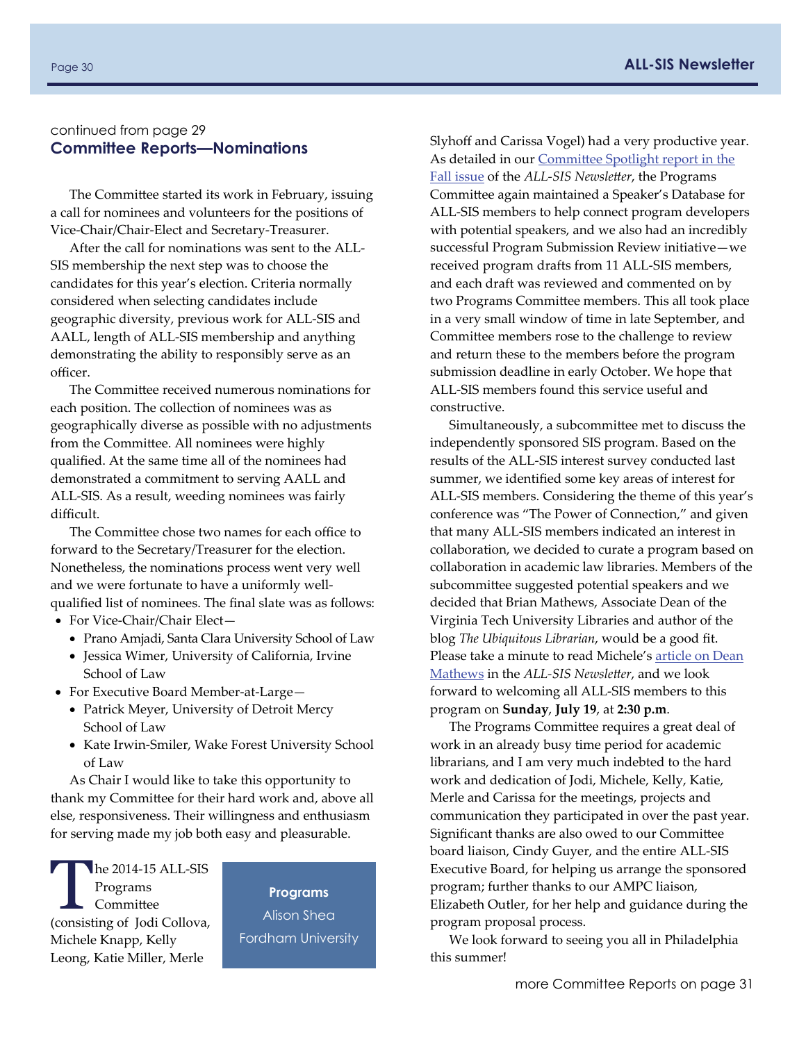continued from page 29

## Committee Reports—Nominations

The Committee started its work in February, issuing a call for nominees and volunteers for the positions of Vice-Chair/Chair-Elect and Secretary-Treasurer.

After the call for nominations was sent to the ALL-SIS membership the next step was to choose the candidates for this year's election. Criteria normally considered when selecting candidates include geographic diversity, previous work for ALL-SIS and AALL, length of ALL-SIS membership and anything demonstrating the ability to responsibly serve as an officer.

The Committee received numerous nominations for each position. The collection of nominees was as geographically diverse as possible with no adjustments from the Committee. All nominees were highly qualified. At the same time all of the nominees had demonstrated a commitment to serving AALL and ALL-SIS. As a result, weeding nominees was fairly difficult.

The Committee chose two names for each office to forward to the Secretary/Treasurer for the election. Nonetheless, the nominations process went very well and we were fortunate to have a uniformly well-qualified list of nominees. The final slate was as follows:

- For Vice-Chair/Chair Elect—
  - Prano Amjadi, Santa Clara University School of Law
  - Jessica Wimer, University of California, Irvine School of Law
- For Executive Board Member-at-Large—
  - Patrick Meyer, University of Detroit Mercy School of Law
  - Kate Irwin-Smiler, Wake Forest University School of Law

As Chair I would like to take this opportunity to thank my Committee for their hard work and, above all else, responsiveness. Their willingness and enthusiasm for serving made my job both easy and pleasurable.

**Programs**
Alison Shea
Fordham University

The 2014-15 ALL-SIS Programs Committee (consisting of Jodi Collova, Michele Knapp, Kelly Leong, Katie Miller, Merle Slyhoff and Carissa Vogel) had a very productive year. As detailed in our Committee Spotlight report in the Fall issue of the *ALL-SIS Newsletter*, the Programs Committee again maintained a Speaker's Database for ALL-SIS members to help connect program developers with potential speakers, and we also had an incredibly successful Program Submission Review initiative—we received program drafts from 11 ALL-SIS members, and each draft was reviewed and commented on by two Programs Committee members. This all took place in a very small window of time in late September, and Committee members rose to the challenge to review and return these to the members before the program submission deadline in early October. We hope that ALL-SIS members found this service useful and constructive.

Simultaneously, a subcommittee met to discuss the independently sponsored SIS program. Based on the results of the ALL-SIS interest survey conducted last summer, we identified some key areas of interest for ALL-SIS members. Considering the theme of this year's conference was "The Power of Connection," and given that many ALL-SIS members indicated an interest in collaboration, we decided to curate a program based on collaboration in academic law libraries. Members of the subcommittee suggested potential speakers and we decided that Brian Mathews, Associate Dean of the Virginia Tech University Libraries and author of the blog *The Ubiquitous Librarian*, would be a good fit. Please take a minute to read Michele's article on Dean Mathews in the *ALL-SIS Newsletter*, and we look forward to welcoming all ALL-SIS members to this program on **Sunday**, **July 19**, at **2:30 p.m**.

The Programs Committee requires a great deal of work in an already busy time period for academic librarians, and I am very much indebted to the hard work and dedication of Jodi, Michele, Kelly, Katie, Merle and Carissa for the meetings, projects and communication they participated in over the past year. Significant thanks are also owed to our Committee board liaison, Cindy Guyer, and the entire ALL-SIS Executive Board, for helping us arrange the sponsored program; further thanks to our AMPC liaison, Elizabeth Outler, for her help and guidance during the program proposal process.

We look forward to seeing you all in Philadelphia this summer!

more Committee Reports on page 31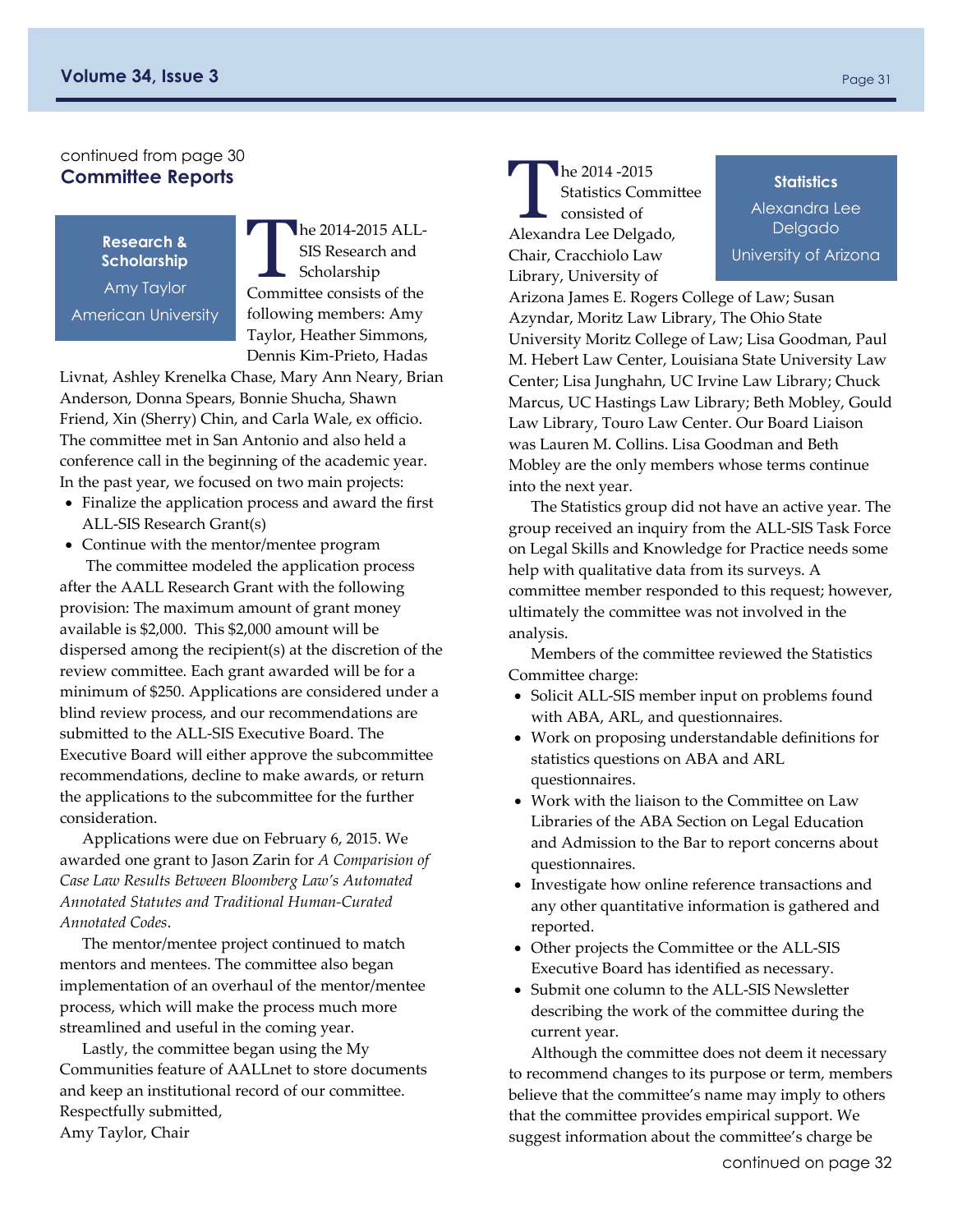continued from page 30

## Committee Reports

**Research & Scholarship**
Amy Taylor
American University

The 2014-2015 ALL-SIS Research and Scholarship Committee consists of the following members: Amy Taylor, Heather Simmons, Dennis Kim-Prieto, Hadas Livnat, Ashley Krenelka Chase, Mary Ann Neary, Brian Anderson, Donna Spears, Bonnie Shucha, Shawn Friend, Xin (Sherry) Chin, and Carla Wale, ex officio. The committee met in San Antonio and also held a conference call in the beginning of the academic year. In the past year, we focused on two main projects:

- Finalize the application process and award the first ALL-SIS Research Grant(s)
- Continue with the mentor/mentee program

The committee modeled the application process after the AALL Research Grant with the following provision: The maximum amount of grant money available is $2,000. This $2,000 amount will be dispersed among the recipient(s) at the discretion of the review committee. Each grant awarded will be for a minimum of $250. Applications are considered under a blind review process, and our recommendations are submitted to the ALL-SIS Executive Board. The Executive Board will either approve the subcommittee recommendations, decline to make awards, or return the applications to the subcommittee for the further consideration.

Applications were due on February 6, 2015. We awarded one grant to Jason Zarin for *A Comparision of Case Law Results Between Bloomberg Law's Automated Annotated Statutes and Traditional Human-Curated Annotated Codes*.

The mentor/mentee project continued to match mentors and mentees. The committee also began implementation of an overhaul of the mentor/mentee process, which will make the process much more streamlined and useful in the coming year.

Lastly, the committee began using the My Communities feature of AALLnet to store documents and keep an institutional record of our committee.

Respectfully submitted,
Amy Taylor, Chair

**Statistics**
Alexandra Lee Delgado
University of Arizona

The 2014 -2015 Statistics Committee consisted of Alexandra Lee Delgado, Chair, Cracchiolo Law Library, University of Arizona James E. Rogers College of Law; Susan Azyndar, Moritz Law Library, The Ohio State University Moritz College of Law; Lisa Goodman, Paul M. Hebert Law Center, Louisiana State University Law Center; Lisa Junghahn, UC Irvine Law Library; Chuck Marcus, UC Hastings Law Library; Beth Mobley, Gould Law Library, Touro Law Center. Our Board Liaison was Lauren M. Collins. Lisa Goodman and Beth Mobley are the only members whose terms continue into the next year.

The Statistics group did not have an active year. The group received an inquiry from the ALL-SIS Task Force on Legal Skills and Knowledge for Practice needs some help with qualitative data from its surveys. A committee member responded to this request; however, ultimately the committee was not involved in the analysis.

Members of the committee reviewed the Statistics Committee charge:

- Solicit ALL-SIS member input on problems found with ABA, ARL, and questionnaires.
- Work on proposing understandable definitions for statistics questions on ABA and ARL questionnaires.
- Work with the liaison to the Committee on Law Libraries of the ABA Section on Legal Education and Admission to the Bar to report concerns about questionnaires.
- Investigate how online reference transactions and any other quantitative information is gathered and reported.
- Other projects the Committee or the ALL-SIS Executive Board has identified as necessary.
- Submit one column to the ALL-SIS Newsletter describing the work of the committee during the current year.

Although the committee does not deem it necessary to recommend changes to its purpose or term, members believe that the committee's name may imply to others that the committee provides empirical support. We suggest information about the committee's charge be

continued on page 32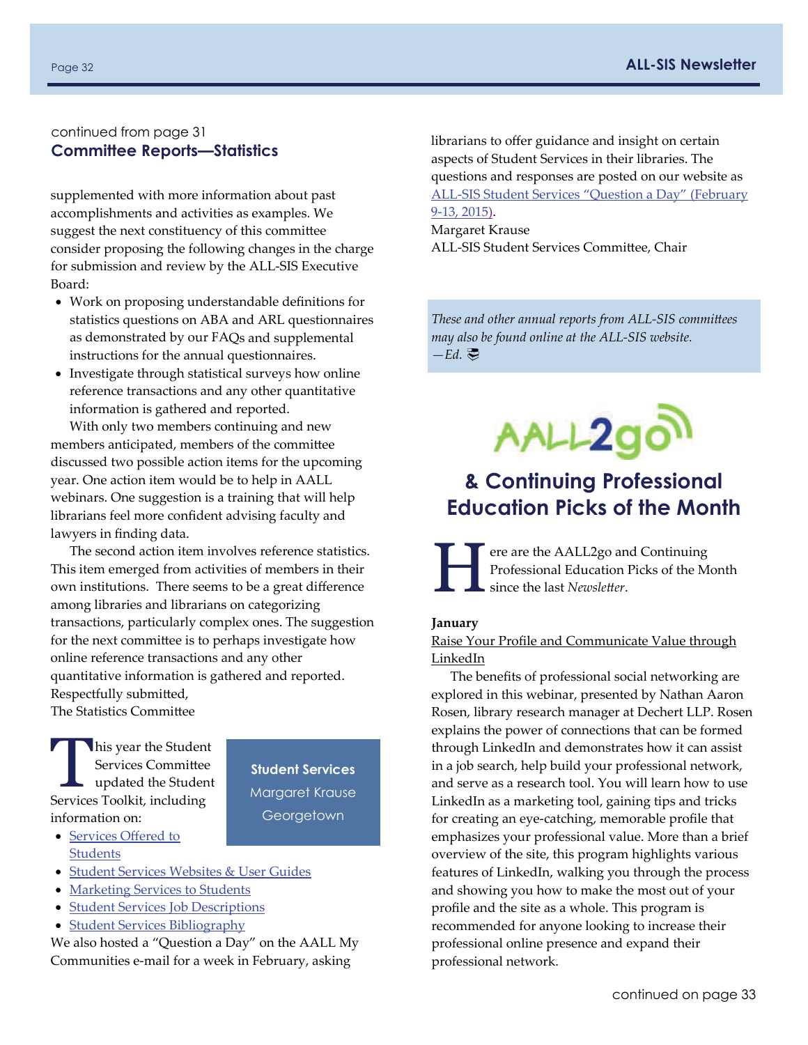continued from page 31

## Committee Reports—Statistics

supplemented with more information about past accomplishments and activities as examples. We suggest the next constituency of this committee consider proposing the following changes in the charge for submission and review by the ALL-SIS Executive Board:

- Work on proposing understandable definitions for statistics questions on ABA and ARL questionnaires as demonstrated by our FAQs and supplemental instructions for the annual questionnaires.
- Investigate through statistical surveys how online reference transactions and any other quantitative information is gathered and reported.

With only two members continuing and new members anticipated, members of the committee discussed two possible action items for the upcoming year. One action item would be to help in AALL webinars. One suggestion is a training that will help librarians feel more confident advising faculty and lawyers in finding data.

The second action item involves reference statistics. This item emerged from activities of members in their own institutions. There seems to be a great difference among libraries and librarians on categorizing transactions, particularly complex ones. The suggestion for the next committee is to perhaps investigate how online reference transactions and any other quantitative information is gathered and reported.

Respectfully submitted,
The Statistics Committee

**Student Services**
Margaret Krause
Georgetown

This year the Student Services Committee updated the Student Services Toolkit, including information on:

- Services Offered to Students
- Student Services Websites & User Guides
- Marketing Services to Students
- Student Services Job Descriptions
- Student Services Bibliography

We also hosted a "Question a Day" on the AALL My Communities e-mail for a week in February, asking librarians to offer guidance and insight on certain aspects of Student Services in their libraries. The questions and responses are posted on our website as ALL-SIS Student Services "Question a Day" (February 9-13, 2015).

Margaret Krause
ALL-SIS Student Services Committee, Chair

*These and other annual reports from ALL-SIS committees may also be found online at the ALL-SIS website. —Ed.*

## AALL2go & Continuing Professional Education Picks of the Month

Here are the AALL2go and Continuing Professional Education Picks of the Month since the last *Newsletter*.

**January**

Raise Your Profile and Communicate Value through LinkedIn

The benefits of professional social networking are explored in this webinar, presented by Nathan Aaron Rosen, library research manager at Dechert LLP. Rosen explains the power of connections that can be formed through LinkedIn and demonstrates how it can assist in a job search, help build your professional network, and serve as a research tool. You will learn how to use LinkedIn as a marketing tool, gaining tips and tricks for creating an eye-catching, memorable profile that emphasizes your professional value. More than a brief overview of the site, this program highlights various features of LinkedIn, walking you through the process and showing you how to make the most out of your profile and the site as a whole. This program is recommended for anyone looking to increase their professional online presence and expand their professional network.

continued on page 33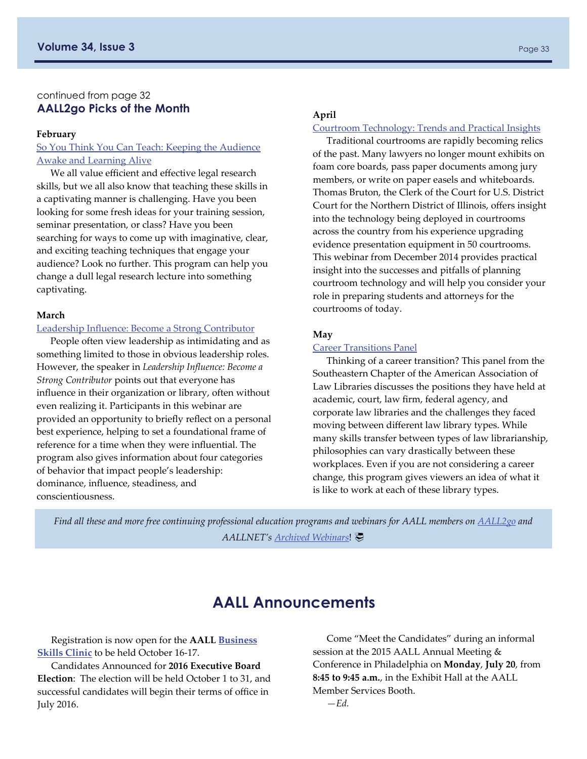continued from page 32

## AALL2go Picks of the Month

**February**

[So You Think You Can Teach: Keeping the Audience Awake and Learning Alive]

We all value efficient and effective legal research skills, but we all also know that teaching these skills in a captivating manner is challenging. Have you been looking for some fresh ideas for your training session, seminar presentation, or class? Have you been searching for ways to come up with imaginative, clear, and exciting teaching techniques that engage your audience? Look no further. This program can help you change a dull legal research lecture into something captivating.

**March**

[Leadership Influence: Become a Strong Contributor]

People often view leadership as intimidating and as something limited to those in obvious leadership roles. However, the speaker in *Leadership Influence: Become a Strong Contributor* points out that everyone has influence in their organization or library, often without even realizing it. Participants in this webinar are provided an opportunity to briefly reflect on a personal best experience, helping to set a foundational frame of reference for a time when they were influential. The program also gives information about four categories of behavior that impact people's leadership: dominance, influence, steadiness, and conscientiousness.

**April**

[Courtroom Technology: Trends and Practical Insights]

Traditional courtrooms are rapidly becoming relics of the past. Many lawyers no longer mount exhibits on foam core boards, pass paper documents among jury members, or write on paper easels and whiteboards. Thomas Bruton, the Clerk of the Court for U.S. District Court for the Northern District of Illinois, offers insight into the technology being deployed in courtrooms across the country from his experience upgrading evidence presentation equipment in 50 courtrooms. This webinar from December 2014 provides practical insight into the successes and pitfalls of planning courtroom technology and will help you consider your role in preparing students and attorneys for the courtrooms of today.

**May**

[Career Transitions Panel]

Thinking of a career transition? This panel from the Southeastern Chapter of the American Association of Law Libraries discusses the positions they have held at academic, court, law firm, federal agency, and corporate law libraries and the challenges they faced moving between different law library types. While many skills transfer between types of law librarianship, philosophies can vary drastically between these workplaces. Even if you are not considering a career change, this program gives viewers an idea of what it is like to work at each of these library types.

*Find all these and more free continuing professional education programs and webinars for AALL members on [AALL2go] and AALLNET's [Archived Webinars]!*

# AALL Announcements

Registration is now open for the **AALL [Business Skills Clinic]** to be held October 16-17.

Candidates Announced for **2016 Executive Board Election**: The election will be held October 1 to 31, and successful candidates will begin their terms of office in July 2016.

Come "Meet the Candidates" during an informal session at the 2015 AALL Annual Meeting & Conference in Philadelphia on **Monday**, **July 20**, from **8:45 to 9:45 a.m.**, in the Exhibit Hall at the AALL Member Services Booth.

—*Ed.*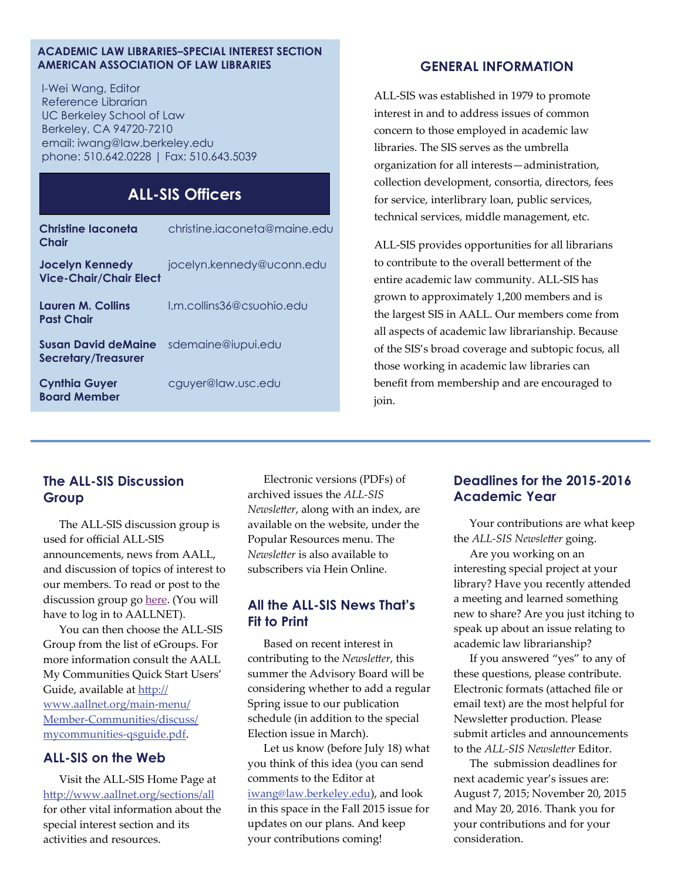**ACADEMIC LAW LIBRARIES–SPECIAL INTEREST SECTION**
**AMERICAN ASSOCIATION OF LAW LIBRARIES**

I-Wei Wang, Editor
Reference Librarian
UC Berkeley School of Law
Berkeley, CA 94720-7210
email: iwang@law.berkeley.edu
phone: 510.642.0228 | Fax: 510.643.5039

## ALL-SIS Officers

| | |
|---|---|
| **Christine Iaconeta**<br>**Chair** | christine.iaconeta@maine.edu |
| **Jocelyn Kennedy**<br>**Vice-Chair/Chair Elect** | jocelyn.kennedy@uconn.edu |
| **Lauren M. Collins**<br>**Past Chair** | l.m.collins36@csuohio.edu |
| **Susan David deMaine**<br>**Secretary/Treasurer** | sdemaine@iupui.edu |
| **Cynthia Guyer**<br>**Board Member** | cguyer@law.usc.edu |

## GENERAL INFORMATION

ALL-SIS was established in 1979 to promote interest in and to address issues of common concern to those employed in academic law libraries. The SIS serves as the umbrella organization for all interests—administration, collection development, consortia, directors, fees for service, interlibrary loan, public services, technical services, middle management, etc.

ALL-SIS provides opportunities for all librarians to contribute to the overall betterment of the entire academic law community. ALL-SIS has grown to approximately 1,200 members and is the largest SIS in AALL. Our members come from all aspects of academic law librarianship. Because of the SIS's broad coverage and subtopic focus, all those working in academic law libraries can benefit from membership and are encouraged to join.

---

### The ALL-SIS Discussion Group

The ALL-SIS discussion group is used for official ALL-SIS announcements, news from AALL, and discussion of topics of interest to our members. To read or post to the discussion group go here. (You will have to log in to AALLNET).

You can then choose the ALL-SIS Group from the list of eGroups. For more information consult the AALL My Communities Quick Start Users' Guide, available at http://www.aallnet.org/main-menu/Member-Communities/discuss/mycommunities-qsguide.pdf.

### ALL-SIS on the Web

Visit the ALL-SIS Home Page at http://www.aallnet.org/sections/all for other vital information about the special interest section and its activities and resources.

Electronic versions (PDFs) of archived issues the *ALL-SIS Newsletter*, along with an index, are available on the website, under the Popular Resources menu. The *Newsletter* is also available to subscribers via Hein Online.

### All the ALL-SIS News That's Fit to Print

Based on recent interest in contributing to the *Newsletter*, this summer the Advisory Board will be considering whether to add a regular Spring issue to our publication schedule (in addition to the special Election issue in March).

Let us know (before July 18) what you think of this idea (you can send comments to the Editor at iwang@law.berkeley.edu), and look in this space in the Fall 2015 issue for updates on our plans. And keep your contributions coming!

### Deadlines for the 2015-2016 Academic Year

Your contributions are what keep the *ALL-SIS Newsletter* going.

Are you working on an interesting special project at your library? Have you recently attended a meeting and learned something new to share? Are you just itching to speak up about an issue relating to academic law librarianship?

If you answered "yes" to any of these questions, please contribute. Electronic formats (attached file or email text) are the most helpful for Newsletter production. Please submit articles and announcements to the *ALL-SIS Newsletter* Editor.

The submission deadlines for next academic year's issues are: August 7, 2015; November 20, 2015 and May 20, 2016. Thank you for your contributions and for your consideration.